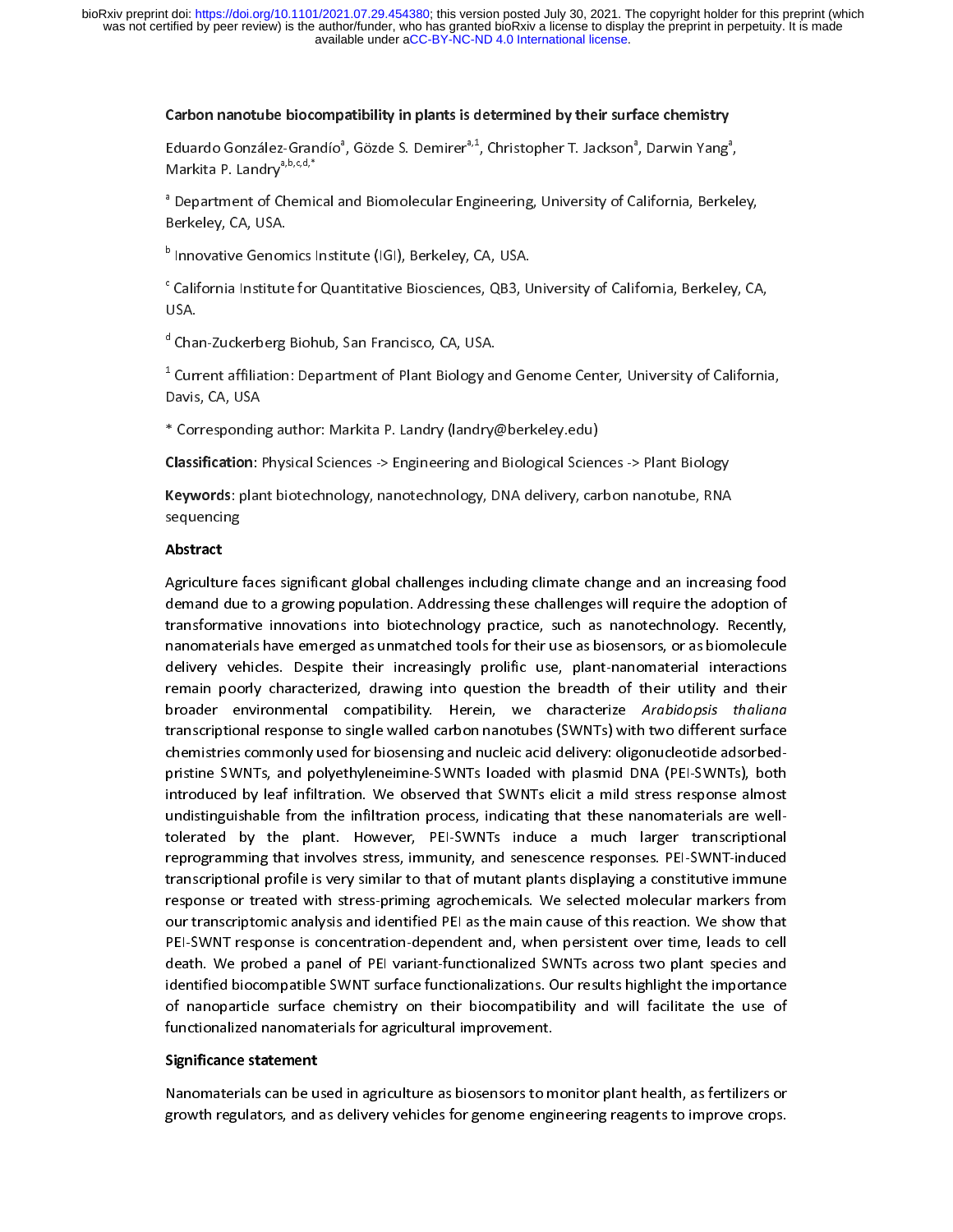# Carbon nanotube biocompatibility in plants is determined by their surface chemistry

Eduardo González-Grandío[a], Gözde S. Demirer[a,1], Christopher T. Jackson[a], Darwin Yang[a], Markita P. Landry[a,b,c,d,*]

[a] Department of Chemical and Biomolecular Engineering, University of California, Berkeley, Berkeley, CA, USA.

[b] Innovative Genomics Institute (IGI), Berkeley, CA, USA.

[c] California Institute for Quantitative Biosciences, QB3, University of California, Berkeley, CA, USA.

[d] Chan-Zuckerberg Biohub, San Francisco, CA, USA.

[1] Current affiliation: Department of Plant Biology and Genome Center, University of California, Davis, CA, USA

* Corresponding author: Markita P. Landry (landry@berkeley.edu)

**Classification**: Physical Sciences -> Engineering and Biological Sciences -> Plant Biology

**Keywords**: plant biotechnology, nanotechnology, DNA delivery, carbon nanotube, RNA sequencing

## Abstract

Agriculture faces significant global challenges including climate change and an increasing food demand due to a growing population. Addressing these challenges will require the adoption of transformative innovations into biotechnology practice, such as nanotechnology. Recently, nanomaterials have emerged as unmatched tools for their use as biosensors, or as biomolecule delivery vehicles. Despite their increasingly prolific use, plant-nanomaterial interactions remain poorly characterized, drawing into question the breadth of their utility and their broader environmental compatibility. Herein, we characterize *Arabidopsis thaliana* transcriptional response to single walled carbon nanotubes (SWNTs) with two different surface chemistries commonly used for biosensing and nucleic acid delivery: oligonucleotide adsorbed-pristine SWNTs, and polyethyleneimine-SWNTs loaded with plasmid DNA (PEI-SWNTs), both introduced by leaf infiltration. We observed that SWNTs elicit a mild stress response almost undistinguishable from the infiltration process, indicating that these nanomaterials are well-tolerated by the plant. However, PEI-SWNTs induce a much larger transcriptional reprogramming that involves stress, immunity, and senescence responses. PEI-SWNT-induced transcriptional profile is very similar to that of mutant plants displaying a constitutive immune response or treated with stress-priming agrochemicals. We selected molecular markers from our transcriptomic analysis and identified PEI as the main cause of this reaction. We show that PEI-SWNT response is concentration-dependent and, when persistent over time, leads to cell death. We probed a panel of PEI variant-functionalized SWNTs across two plant species and identified biocompatible SWNT surface functionalizations. Our results highlight the importance of nanoparticle surface chemistry on their biocompatibility and will facilitate the use of functionalized nanomaterials for agricultural improvement.

## Significance statement

Nanomaterials can be used in agriculture as biosensors to monitor plant health, as fertilizers or growth regulators, and as delivery vehicles for genome engineering reagents to improve crops.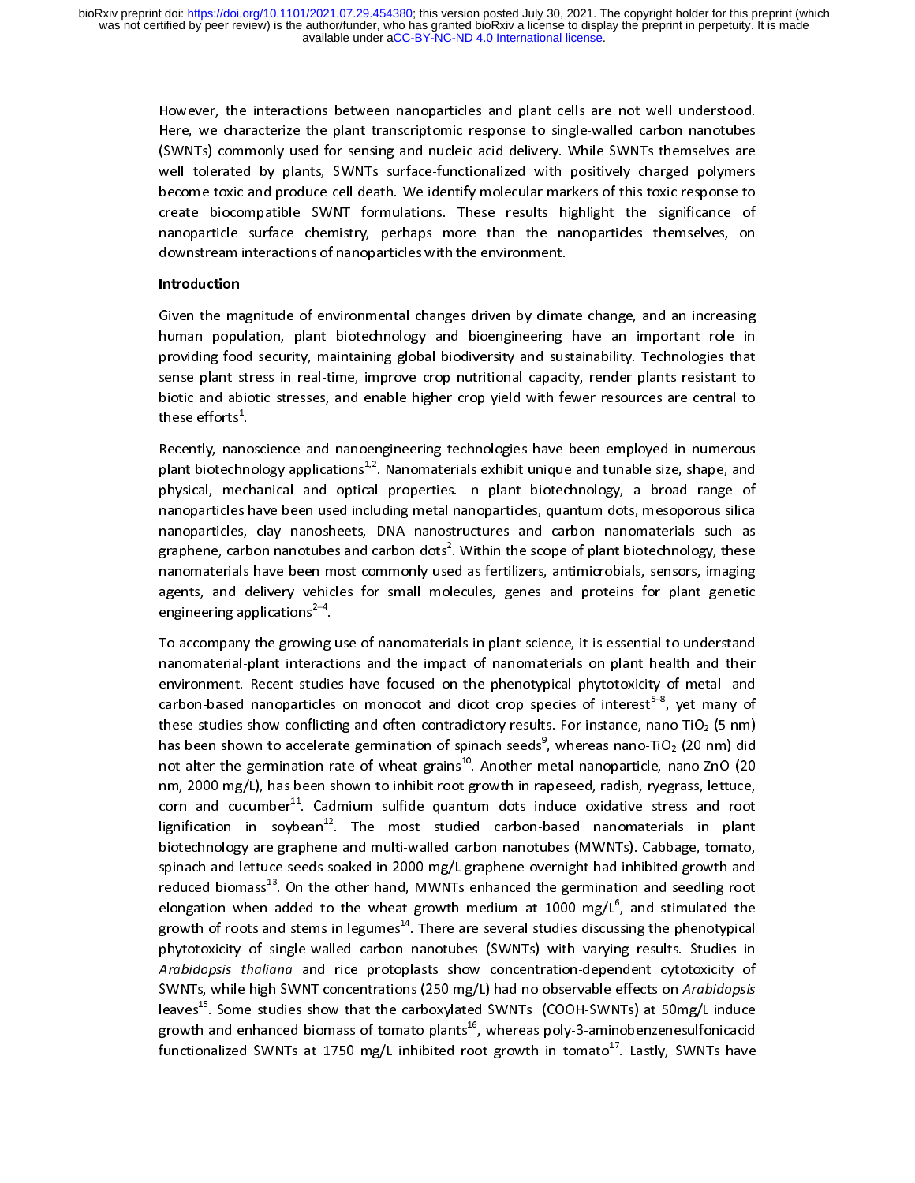However, the interactions between nanoparticles and plant cells are not well understood. Here, we characterize the plant transcriptomic response to single-walled carbon nanotubes (SWNTs) commonly used for sensing and nucleic acid delivery. While SWNTs themselves are well tolerated by plants, SWNTs surface-functionalized with positively charged polymers become toxic and produce cell death. We identify molecular markers of this toxic response to create biocompatible SWNT formulations. These results highlight the significance of nanoparticle surface chemistry, perhaps more than the nanoparticles themselves, on downstream interactions of nanoparticles with the environment.

## Introduction

Given the magnitude of environmental changes driven by climate change, and an increasing human population, plant biotechnology and bioengineering have an important role in providing food security, maintaining global biodiversity and sustainability. Technologies that sense plant stress in real-time, improve crop nutritional capacity, render plants resistant to biotic and abiotic stresses, and enable higher crop yield with fewer resources are central to these efforts[1].

Recently, nanoscience and nanoengineering technologies have been employed in numerous plant biotechnology applications[1,2]. Nanomaterials exhibit unique and tunable size, shape, and physical, mechanical and optical properties. In plant biotechnology, a broad range of nanoparticles have been used including metal nanoparticles, quantum dots, mesoporous silica nanoparticles, clay nanosheets, DNA nanostructures and carbon nanomaterials such as graphene, carbon nanotubes and carbon dots[2]. Within the scope of plant biotechnology, these nanomaterials have been most commonly used as fertilizers, antimicrobials, sensors, imaging agents, and delivery vehicles for small molecules, genes and proteins for plant genetic engineering applications[2–4].

To accompany the growing use of nanomaterials in plant science, it is essential to understand nanomaterial-plant interactions and the impact of nanomaterials on plant health and their environment. Recent studies have focused on the phenotypical phytotoxicity of metal- and carbon-based nanoparticles on monocot and dicot crop species of interest[5–8], yet many of these studies show conflicting and often contradictory results. For instance, nano-$TiO_2$ (5 nm) has been shown to accelerate germination of spinach seeds[9], whereas nano-$TiO_2$ (20 nm) did not alter the germination rate of wheat grains[10]. Another metal nanoparticle, nano-ZnO (20 nm, 2000 mg/L), has been shown to inhibit root growth in rapeseed, radish, ryegrass, lettuce, corn and cucumber[11]. Cadmium sulfide quantum dots induce oxidative stress and root lignification in soybean[12]. The most studied carbon-based nanomaterials in plant biotechnology are graphene and multi-walled carbon nanotubes (MWNTs). Cabbage, tomato, spinach and lettuce seeds soaked in 2000 mg/L graphene overnight had inhibited growth and reduced biomass[13]. On the other hand, MWNTs enhanced the germination and seedling root elongation when added to the wheat growth medium at 1000 mg/L[6], and stimulated the growth of roots and stems in legumes[14]. There are several studies discussing the phenotypical phytotoxicity of single-walled carbon nanotubes (SWNTs) with varying results. Studies in *Arabidopsis thaliana* and rice protoplasts show concentration-dependent cytotoxicity of SWNTs, while high SWNT concentrations (250 mg/L) had no observable effects on *Arabidopsis* leaves[15]. Some studies show that the carboxylated SWNTs (COOH-SWNTs) at 50mg/L induce growth and enhanced biomass of tomato plants[16], whereas poly-3-aminobenzenesulfonicacid functionalized SWNTs at 1750 mg/L inhibited root growth in tomato[17]. Lastly, SWNTs have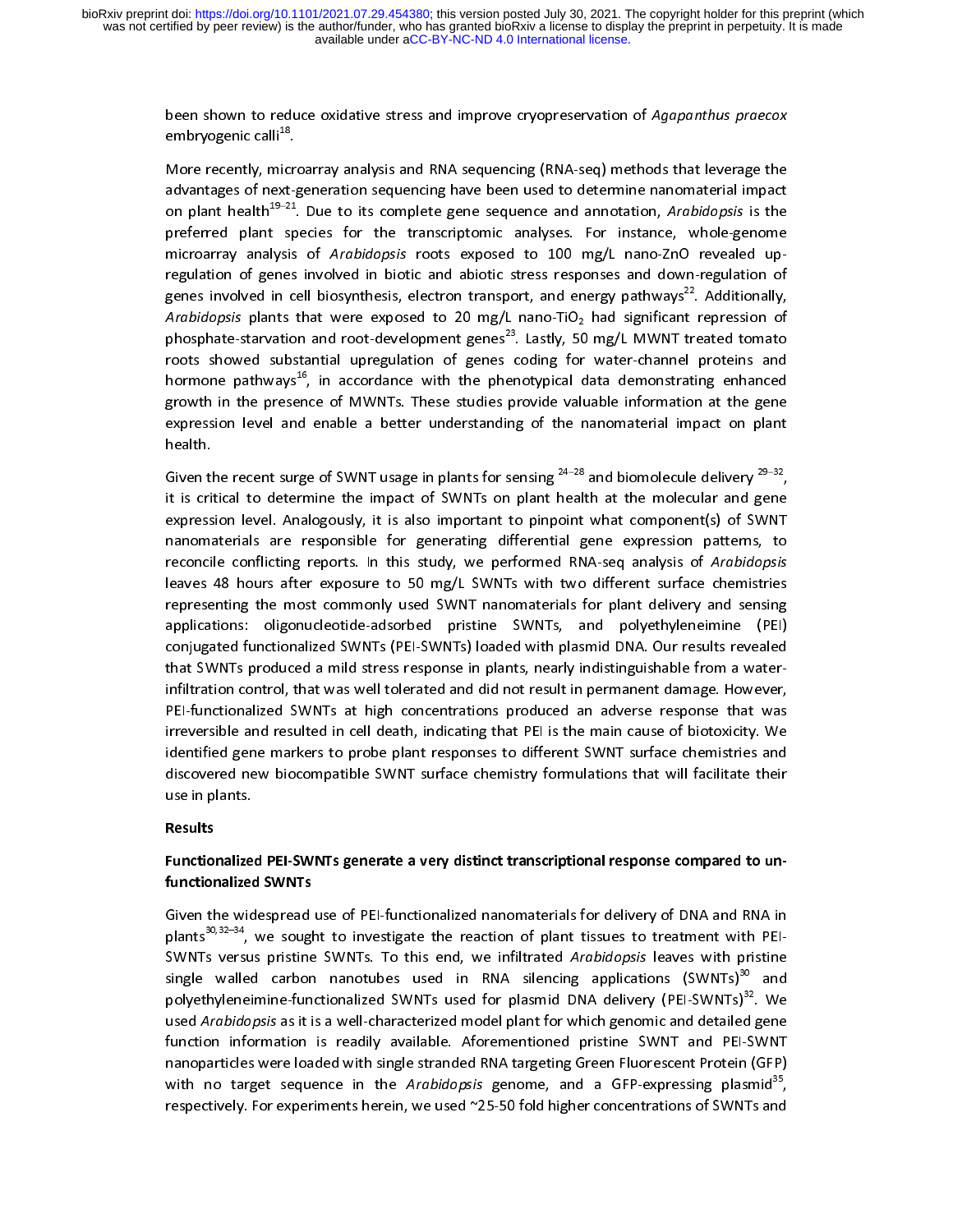been shown to reduce oxidative stress and improve cryopreservation of *Agapanthus praecox* embryogenic calli[18].

More recently, microarray analysis and RNA sequencing (RNA-seq) methods that leverage the advantages of next-generation sequencing have been used to determine nanomaterial impact on plant health[19–21]. Due to its complete gene sequence and annotation, *Arabidopsis* is the preferred plant species for the transcriptomic analyses. For instance, whole-genome microarray analysis of *Arabidopsis* roots exposed to 100 mg/L nano-ZnO revealed up-regulation of genes involved in biotic and abiotic stress responses and down-regulation of genes involved in cell biosynthesis, electron transport, and energy pathways[22]. Additionally, *Arabidopsis* plants that were exposed to 20 mg/L nano-$TiO_2$ had significant repression of phosphate-starvation and root-development genes[23]. Lastly, 50 mg/L MWNT treated tomato roots showed substantial upregulation of genes coding for water-channel proteins and hormone pathways[16], in accordance with the phenotypical data demonstrating enhanced growth in the presence of MWNTs. These studies provide valuable information at the gene expression level and enable a better understanding of the nanomaterial impact on plant health.

Given the recent surge of SWNT usage in plants for sensing [24–28] and biomolecule delivery [29–32], it is critical to determine the impact of SWNTs on plant health at the molecular and gene expression level. Analogously, it is also important to pinpoint what component(s) of SWNT nanomaterials are responsible for generating differential gene expression patterns, to reconcile conflicting reports. In this study, we performed RNA-seq analysis of *Arabidopsis* leaves 48 hours after exposure to 50 mg/L SWNTs with two different surface chemistries representing the most commonly used SWNT nanomaterials for plant delivery and sensing applications: oligonucleotide-adsorbed pristine SWNTs, and polyethyleneimine (PEI) conjugated functionalized SWNTs (PEI-SWNTs) loaded with plasmid DNA. Our results revealed that SWNTs produced a mild stress response in plants, nearly indistinguishable from a water-infiltration control, that was well tolerated and did not result in permanent damage. However, PEI-functionalized SWNTs at high concentrations produced an adverse response that was irreversible and resulted in cell death, indicating that PEI is the main cause of biotoxicity. We identified gene markers to probe plant responses to different SWNT surface chemistries and discovered new biocompatible SWNT surface chemistry formulations that will facilitate their use in plants.

## Results

### Functionalized PEI-SWNTs generate a very distinct transcriptional response compared to un-functionalized SWNTs

Given the widespread use of PEI-functionalized nanomaterials for delivery of DNA and RNA in plants[30,32–34], we sought to investigate the reaction of plant tissues to treatment with PEI-SWNTs versus pristine SWNTs. To this end, we infiltrated *Arabidopsis* leaves with pristine single walled carbon nanotubes used in RNA silencing applications (SWNTs)[30] and polyethyleneimine-functionalized SWNTs used for plasmid DNA delivery (PEI-SWNTs)[32]. We used *Arabidopsis* as it is a well-characterized model plant for which genomic and detailed gene function information is readily available. Aforementioned pristine SWNT and PEI-SWNT nanoparticles were loaded with single stranded RNA targeting Green Fluorescent Protein (GFP) with no target sequence in the *Arabidopsis* genome, and a GFP-expressing plasmid[35], respectively. For experiments herein, we used ~25-50 fold higher concentrations of SWNTs and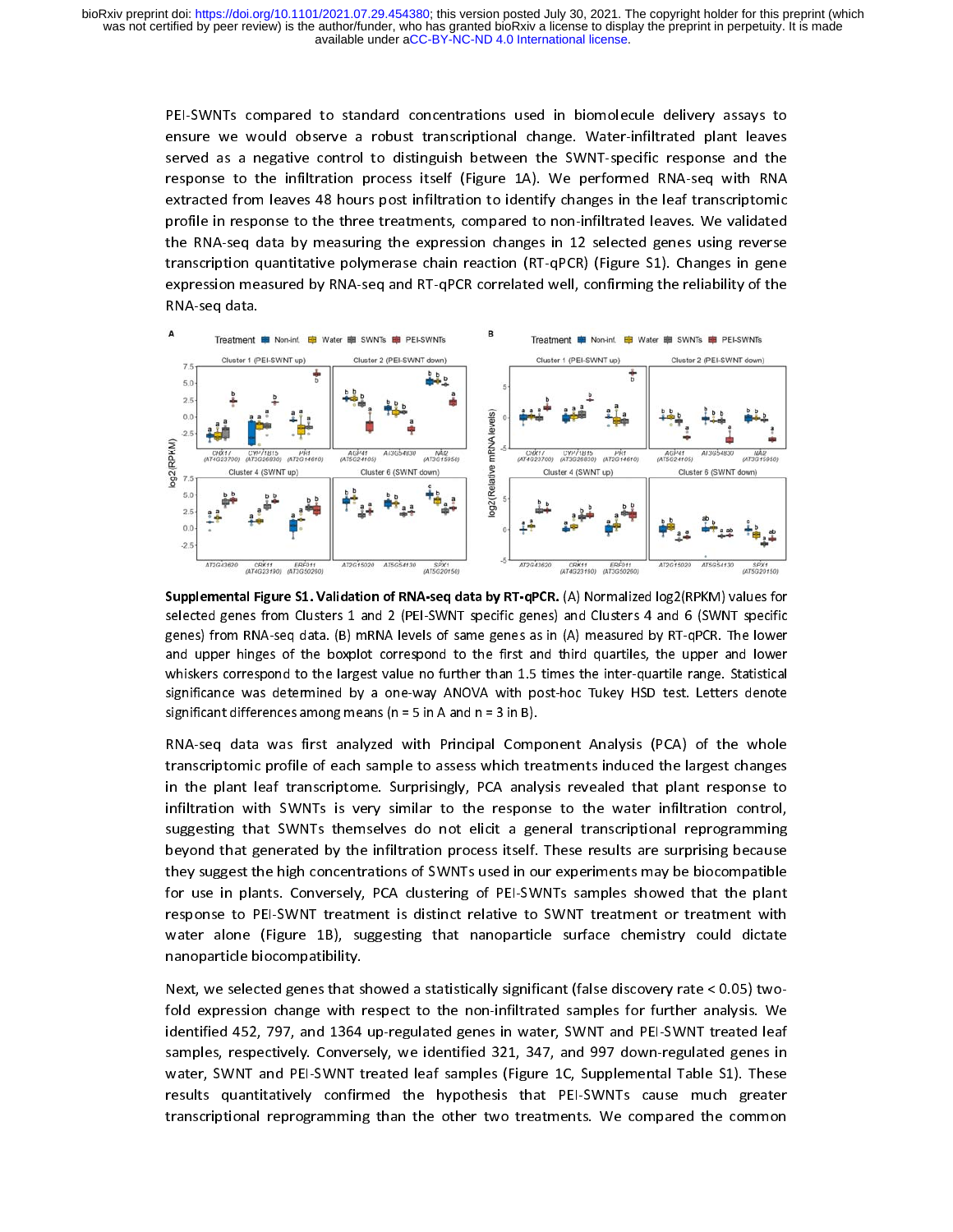PEI-SWNTs compared to standard concentrations used in biomolecule delivery assays to ensure we would observe a robust transcriptional change. Water-infiltrated plant leaves served as a negative control to distinguish between the SWNT-specific response and the response to the infiltration process itself (Figure 1A). We performed RNA-seq with RNA extracted from leaves 48 hours post infiltration to identify changes in the leaf transcriptomic profile in response to the three treatments, compared to non-infiltrated leaves. We validated the RNA-seq data by measuring the expression changes in 12 selected genes using reverse transcription quantitative polymerase chain reaction (RT-qPCR) (Figure S1). Changes in gene expression measured by RNA-seq and RT-qPCR correlated well, confirming the reliability of the RNA-seq data.

**Supplemental Figure S1. Validation of RNA-seq data by RT-qPCR.** (A) Normalized log2(RPKM) values for selected genes from Clusters 1 and 2 (PEI-SWNT specific genes) and Clusters 4 and 6 (SWNT specific genes) from RNA-seq data. (B) mRNA levels of same genes as in (A) measured by RT-qPCR. The lower and upper hinges of the boxplot correspond to the first and third quartiles, the upper and lower whiskers correspond to the largest value no further than 1.5 times the inter-quartile range. Statistical significance was determined by a one-way ANOVA with post-hoc Tukey HSD test. Letters denote significant differences among means (n = 5 in A and n = 3 in B).

RNA-seq data was first analyzed with Principal Component Analysis (PCA) of the whole transcriptomic profile of each sample to assess which treatments induced the largest changes in the plant leaf transcriptome. Surprisingly, PCA analysis revealed that plant response to infiltration with SWNTs is very similar to the response to the water infiltration control, suggesting that SWNTs themselves do not elicit a general transcriptional reprogramming beyond that generated by the infiltration process itself. These results are surprising because they suggest the high concentrations of SWNTs used in our experiments may be biocompatible for use in plants. Conversely, PCA clustering of PEI-SWNTs samples showed that the plant response to PEI-SWNT treatment is distinct relative to SWNT treatment or treatment with water alone (Figure 1B), suggesting that nanoparticle surface chemistry could dictate nanoparticle biocompatibility.

Next, we selected genes that showed a statistically significant (false discovery rate < 0.05) two-fold expression change with respect to the non-infiltrated samples for further analysis. We identified 452, 797, and 1364 up-regulated genes in water, SWNT and PEI-SWNT treated leaf samples, respectively. Conversely, we identified 321, 347, and 997 down-regulated genes in water, SWNT and PEI-SWNT treated leaf samples (Figure 1C, Supplemental Table S1). These results quantitatively confirmed the hypothesis that PEI-SWNTs cause much greater transcriptional reprogramming than the other two treatments. We compared the common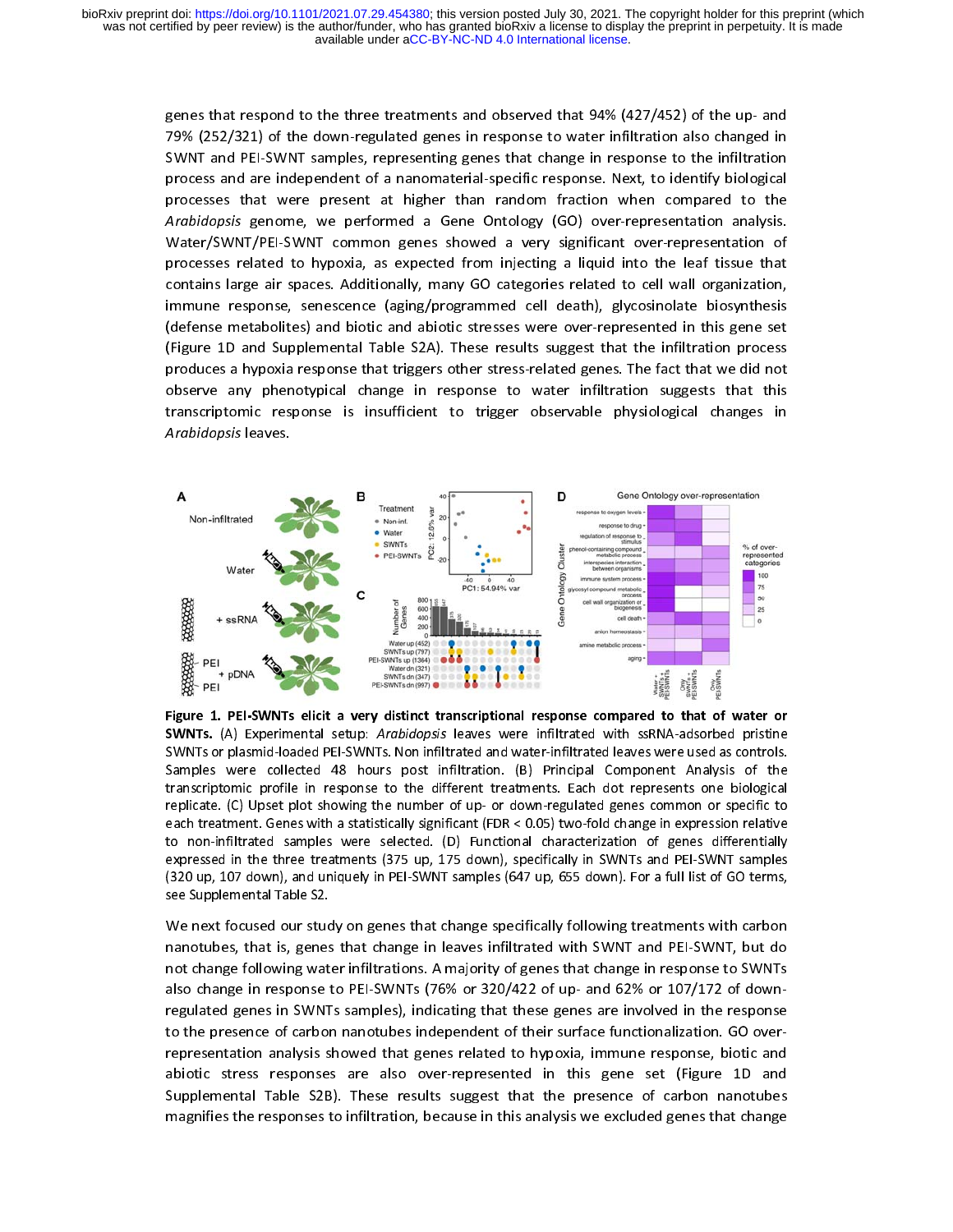genes that respond to the three treatments and observed that 94% (427/452) of the up- and 79% (252/321) of the down-regulated genes in response to water infiltration also changed in SWNT and PEI-SWNT samples, representing genes that change in response to the infiltration process and are independent of a nanomaterial-specific response. Next, to identify biological processes that were present at higher than random fraction when compared to the *Arabidopsis* genome, we performed a Gene Ontology (GO) over-representation analysis. Water/SWNT/PEI-SWNT common genes showed a very significant over-representation of processes related to hypoxia, as expected from injecting a liquid into the leaf tissue that contains large air spaces. Additionally, many GO categories related to cell wall organization, immune response, senescence (aging/programmed cell death), glycosinolate biosynthesis (defense metabolites) and biotic and abiotic stresses were over-represented in this gene set (Figure 1D and Supplemental Table S2A). These results suggest that the infiltration process produces a hypoxia response that triggers other stress-related genes. The fact that we did not observe any phenotypical change in response to water infiltration suggests that this transcriptomic response is insufficient to trigger observable physiological changes in *Arabidopsis* leaves.

**Figure 1. PEI-SWNTs elicit a very distinct transcriptional response compared to that of water or SWNTs.** (A) Experimental setup: *Arabidopsis* leaves were infiltrated with ssRNA-adsorbed pristine SWNTs or plasmid-loaded PEI-SWNTs. Non infiltrated and water-infiltrated leaves were used as controls. Samples were collected 48 hours post infiltration. (B) Principal Component Analysis of the transcriptomic profile in response to the different treatments. Each dot represents one biological replicate. (C) Upset plot showing the number of up- or down-regulated genes common or specific to each treatment. Genes with a statistically significant (FDR < 0.05) two-fold change in expression relative to non-infiltrated samples were selected. (D) Functional characterization of genes differentially expressed in the three treatments (375 up, 175 down), specifically in SWNTs and PEI-SWNT samples (320 up, 107 down), and uniquely in PEI-SWNT samples (647 up, 655 down). For a full list of GO terms, see Supplemental Table S2.

We next focused our study on genes that change specifically following treatments with carbon nanotubes, that is, genes that change in leaves infiltrated with SWNT and PEI-SWNT, but do not change following water infiltrations. A majority of genes that change in response to SWNTs also change in response to PEI-SWNTs (76% or 320/422 of up- and 62% or 107/172 of down-regulated genes in SWNTs samples), indicating that these genes are involved in the response to the presence of carbon nanotubes independent of their surface functionalization. GO over-representation analysis showed that genes related to hypoxia, immune response, biotic and abiotic stress responses are also over-represented in this gene set (Figure 1D and Supplemental Table S2B). These results suggest that the presence of carbon nanotubes magnifies the responses to infiltration, because in this analysis we excluded genes that change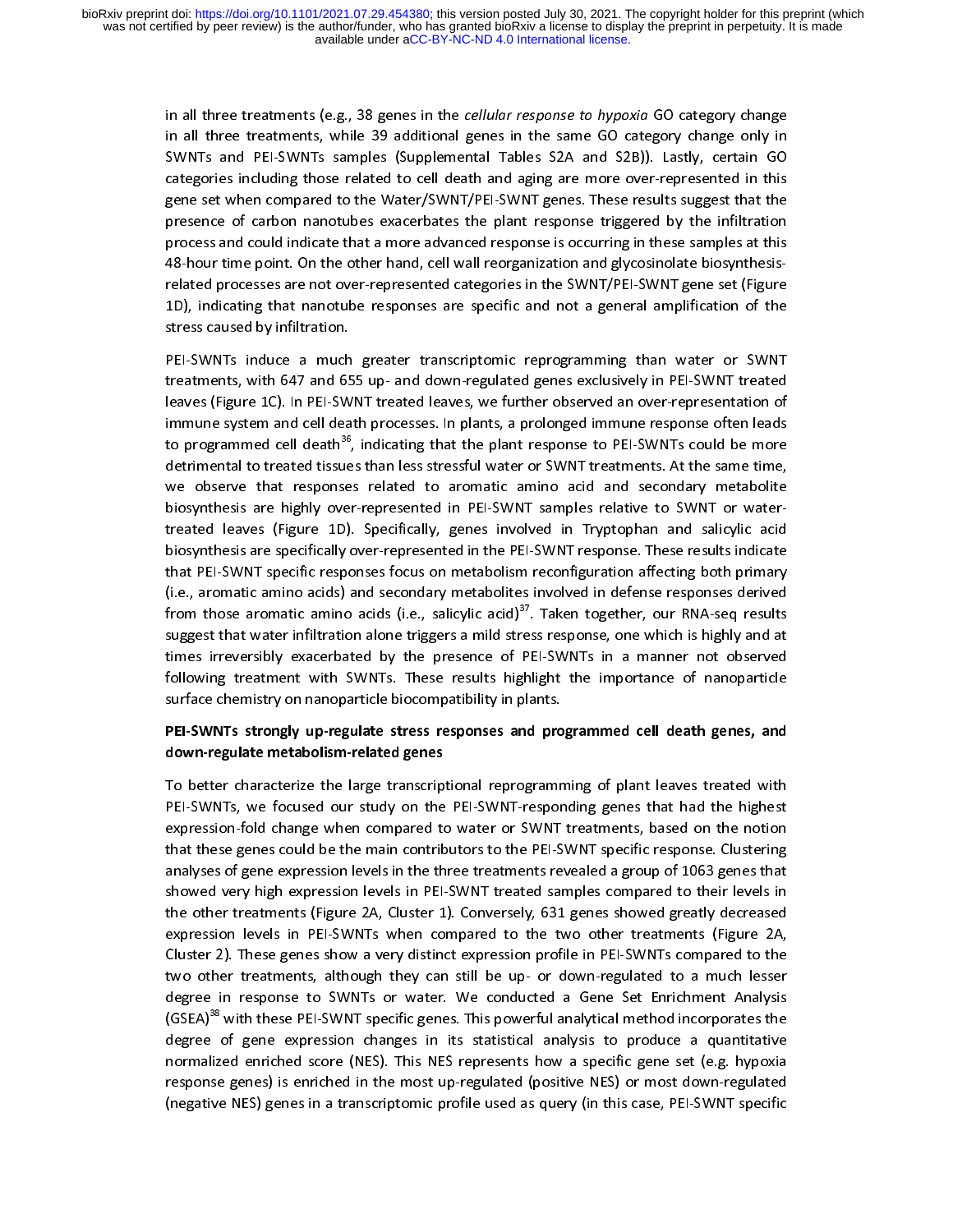in all three treatments (e.g., 38 genes in the *cellular response to hypoxia* GO category change in all three treatments, while 39 additional genes in the same GO category change only in SWNTs and PEI-SWNTs samples (Supplemental Tables S2A and S2B)). Lastly, certain GO categories including those related to cell death and aging are more over-represented in this gene set when compared to the Water/SWNT/PEI-SWNT genes. These results suggest that the presence of carbon nanotubes exacerbates the plant response triggered by the infiltration process and could indicate that a more advanced response is occurring in these samples at this 48-hour time point. On the other hand, cell wall reorganization and glycosinolate biosynthesis-related processes are not over-represented categories in the SWNT/PEI-SWNT gene set (Figure 1D), indicating that nanotube responses are specific and not a general amplification of the stress caused by infiltration.

PEI-SWNTs induce a much greater transcriptomic reprogramming than water or SWNT treatments, with 647 and 655 up- and down-regulated genes exclusively in PEI-SWNT treated leaves (Figure 1C). In PEI-SWNT treated leaves, we further observed an over-representation of immune system and cell death processes. In plants, a prolonged immune response often leads to programmed cell death[36], indicating that the plant response to PEI-SWNTs could be more detrimental to treated tissues than less stressful water or SWNT treatments. At the same time, we observe that responses related to aromatic amino acid and secondary metabolite biosynthesis are highly over-represented in PEI-SWNT samples relative to SWNT or water-treated leaves (Figure 1D). Specifically, genes involved in Tryptophan and salicylic acid biosynthesis are specifically over-represented in the PEI-SWNT response. These results indicate that PEI-SWNT specific responses focus on metabolism reconfiguration affecting both primary (i.e., aromatic amino acids) and secondary metabolites involved in defense responses derived from those aromatic amino acids (i.e., salicylic acid)[37]. Taken together, our RNA-seq results suggest that water infiltration alone triggers a mild stress response, one which is highly and at times irreversibly exacerbated by the presence of PEI-SWNTs in a manner not observed following treatment with SWNTs. These results highlight the importance of nanoparticle surface chemistry on nanoparticle biocompatibility in plants.

**PEI-SWNTs strongly up-regulate stress responses and programmed cell death genes, and down-regulate metabolism-related genes**

To better characterize the large transcriptional reprogramming of plant leaves treated with PEI-SWNTs, we focused our study on the PEI-SWNT-responding genes that had the highest expression-fold change when compared to water or SWNT treatments, based on the notion that these genes could be the main contributors to the PEI-SWNT specific response. Clustering analyses of gene expression levels in the three treatments revealed a group of 1063 genes that showed very high expression levels in PEI-SWNT treated samples compared to their levels in the other treatments (Figure 2A, Cluster 1). Conversely, 631 genes showed greatly decreased expression levels in PEI-SWNTs when compared to the two other treatments (Figure 2A, Cluster 2). These genes show a very distinct expression profile in PEI-SWNTs compared to the two other treatments, although they can still be up- or down-regulated to a much lesser degree in response to SWNTs or water. We conducted a Gene Set Enrichment Analysis (GSEA)[38] with these PEI-SWNT specific genes. This powerful analytical method incorporates the degree of gene expression changes in its statistical analysis to produce a quantitative normalized enriched score (NES). This NES represents how a specific gene set (e.g. hypoxia response genes) is enriched in the most up-regulated (positive NES) or most down-regulated (negative NES) genes in a transcriptomic profile used as query (in this case, PEI-SWNT specific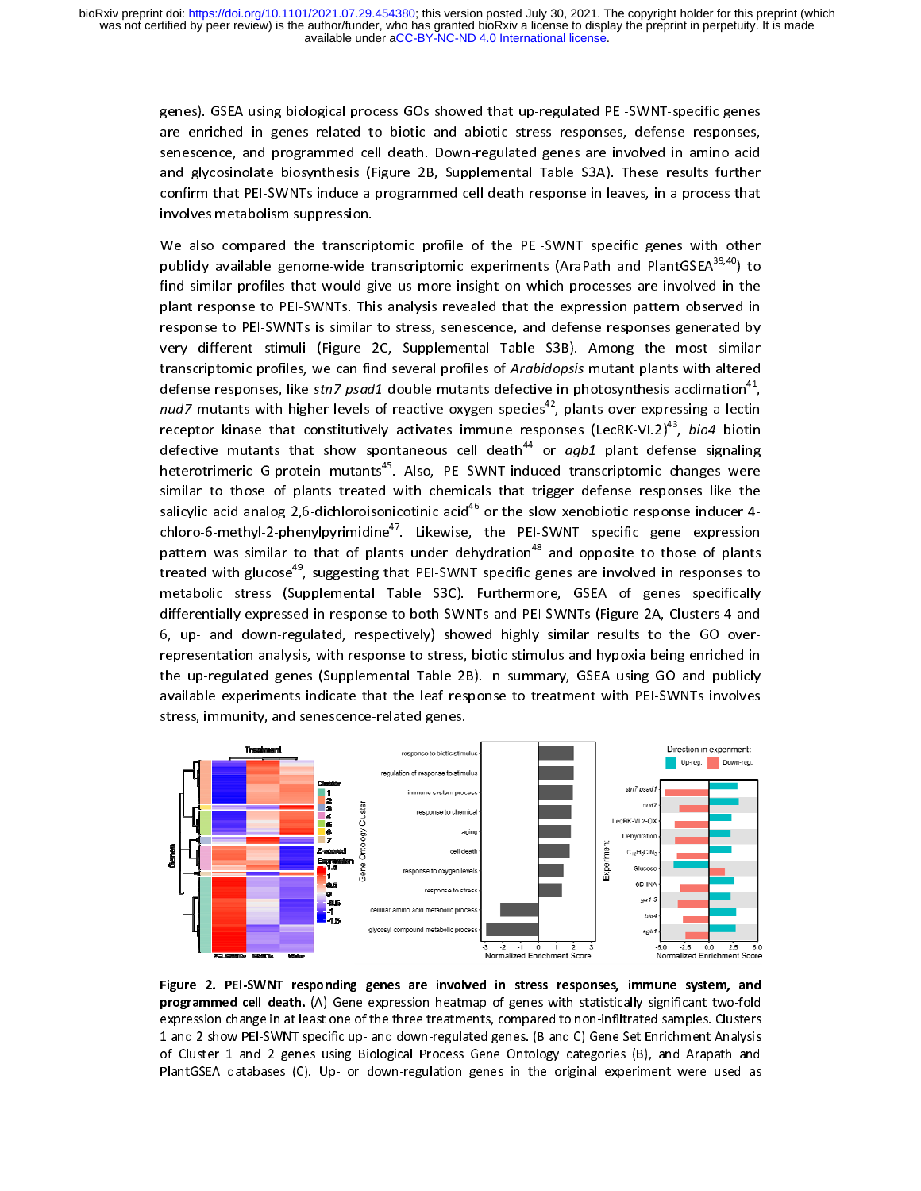genes). GSEA using biological process GOs showed that up-regulated PEI-SWNT-specific genes are enriched in genes related to biotic and abiotic stress responses, defense responses, senescence, and programmed cell death. Down-regulated genes are involved in amino acid and glycosinolate biosynthesis (Figure 2B, Supplemental Table S3A). These results further confirm that PEI-SWNTs induce a programmed cell death response in leaves, in a process that involves metabolism suppression.

We also compared the transcriptomic profile of the PEI-SWNT specific genes with other publicly available genome-wide transcriptomic experiments (AraPath and PlantGSEA[39,40]) to find similar profiles that would give us more insight on which processes are involved in the plant response to PEI-SWNTs. This analysis revealed that the expression pattern observed in response to PEI-SWNTs is similar to stress, senescence, and defense responses generated by very different stimuli (Figure 2C, Supplemental Table S3B). Among the most similar transcriptomic profiles, we can find several profiles of *Arabidopsis* mutant plants with altered defense responses, like *stn7 psad1* double mutants defective in photosynthesis acclimation[41], *nud7* mutants with higher levels of reactive oxygen species[42], plants over-expressing a lectin receptor kinase that constitutively activates immune responses (LecRK-VI.2)[43], *bio4* biotin defective mutants that show spontaneous cell death[44] or *agb1* plant defense signaling heterotrimeric G-protein mutants[45]. Also, PEI-SWNT-induced transcriptomic changes were similar to those of plants treated with chemicals that trigger defense responses like the salicylic acid analog 2,6-dichloroisonicotinic acid[46] or the slow xenobiotic response inducer 4-chloro-6-methyl-2-phenylpyrimidine[47]. Likewise, the PEI-SWNT specific gene expression pattern was similar to that of plants under dehydration[48] and opposite to those of plants treated with glucose[49], suggesting that PEI-SWNT specific genes are involved in responses to metabolic stress (Supplemental Table S3C). Furthermore, GSEA of genes specifically differentially expressed in response to both SWNTs and PEI-SWNTs (Figure 2A, Clusters 4 and 6, up- and down-regulated, respectively) showed highly similar results to the GO over-representation analysis, with response to stress, biotic stimulus and hypoxia being enriched in the up-regulated genes (Supplemental Table 2B). In summary, GSEA using GO and publicly available experiments indicate that the leaf response to treatment with PEI-SWNTs involves stress, immunity, and senescence-related genes.

**Figure 2. PEI-SWNT responding genes are involved in stress responses, immune system, and programmed cell death.** (A) Gene expression heatmap of genes with statistically significant two-fold expression change in at least one of the three treatments, compared to non-infiltrated samples. Clusters 1 and 2 show PEI-SWNT specific up- and down-regulated genes. (B and C) Gene Set Enrichment Analysis of Cluster 1 and 2 genes using Biological Process Gene Ontology categories (B), and Arapath and PlantGSEA databases (C). Up- or down-regulation genes in the original experiment were used as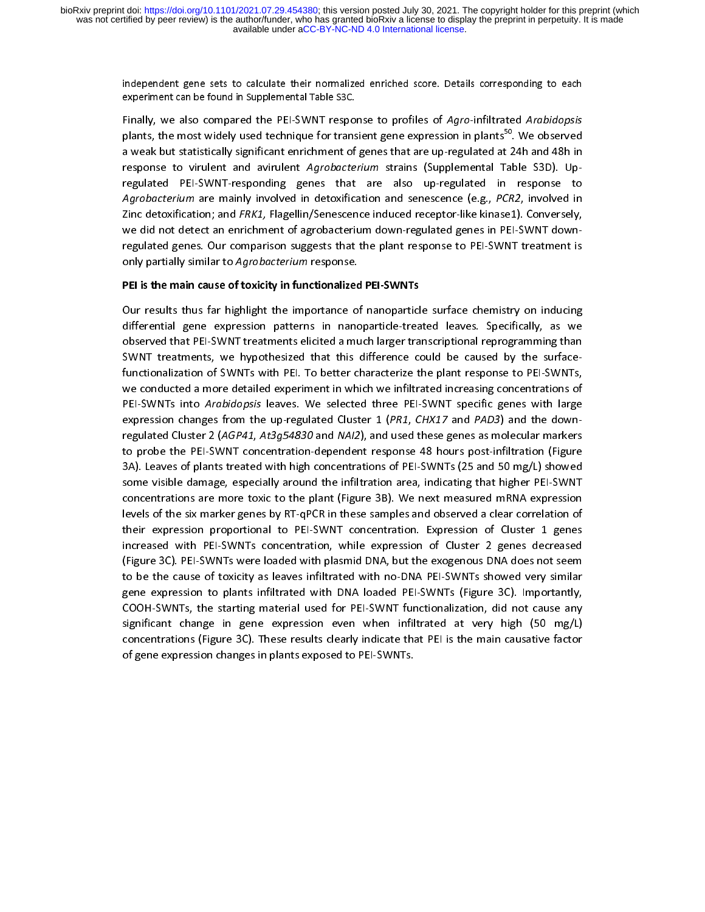independent gene sets to calculate their normalized enriched score. Details corresponding to each experiment can be found in Supplemental Table S3C.

Finally, we also compared the PEI-SWNT response to profiles of *Agro*-infiltrated *Arabidopsis* plants, the most widely used technique for transient gene expression in plants[50]. We observed a weak but statistically significant enrichment of genes that are up-regulated at 24h and 48h in response to virulent and avirulent *Agrobacterium* strains (Supplemental Table S3D). Up-regulated PEI-SWNT-responding genes that are also up-regulated in response to *Agrobacterium* are mainly involved in detoxification and senescence (e.g., *PCR2*, involved in Zinc detoxification; and *FRK1,* Flagellin/Senescence induced receptor-like kinase1). Conversely, we did not detect an enrichment of agrobacterium down-regulated genes in PEI-SWNT down-regulated genes. Our comparison suggests that the plant response to PEI-SWNT treatment is only partially similar to *Agrobacterium* response.

**PEI is the main cause of toxicity in functionalized PEI-SWNTs**

Our results thus far highlight the importance of nanoparticle surface chemistry on inducing differential gene expression patterns in nanoparticle-treated leaves. Specifically, as we observed that PEI-SWNT treatments elicited a much larger transcriptional reprogramming than SWNT treatments, we hypothesized that this difference could be caused by the surface-functionalization of SWNTs with PEI. To better characterize the plant response to PEI-SWNTs, we conducted a more detailed experiment in which we infiltrated increasing concentrations of PEI-SWNTs into *Arabidopsis* leaves. We selected three PEI-SWNT specific genes with large expression changes from the up-regulated Cluster 1 (*PR1*, *CHX17* and *PAD3*) and the down-regulated Cluster 2 (*AGP41*, *At3g54830* and *NAI2*), and used these genes as molecular markers to probe the PEI-SWNT concentration-dependent response 48 hours post-infiltration (Figure 3A). Leaves of plants treated with high concentrations of PEI-SWNTs (25 and 50 mg/L) showed some visible damage, especially around the infiltration area, indicating that higher PEI-SWNT concentrations are more toxic to the plant (Figure 3B). We next measured mRNA expression levels of the six marker genes by RT-qPCR in these samples and observed a clear correlation of their expression proportional to PEI-SWNT concentration. Expression of Cluster 1 genes increased with PEI-SWNTs concentration, while expression of Cluster 2 genes decreased (Figure 3C). PEI-SWNTs were loaded with plasmid DNA, but the exogenous DNA does not seem to be the cause of toxicity as leaves infiltrated with no-DNA PEI-SWNTs showed very similar gene expression to plants infiltrated with DNA loaded PEI-SWNTs (Figure 3C). Importantly, COOH-SWNTs, the starting material used for PEI-SWNT functionalization, did not cause any significant change in gene expression even when infiltrated at very high (50 mg/L) concentrations (Figure 3C). These results clearly indicate that PEI is the main causative factor of gene expression changes in plants exposed to PEI-SWNTs.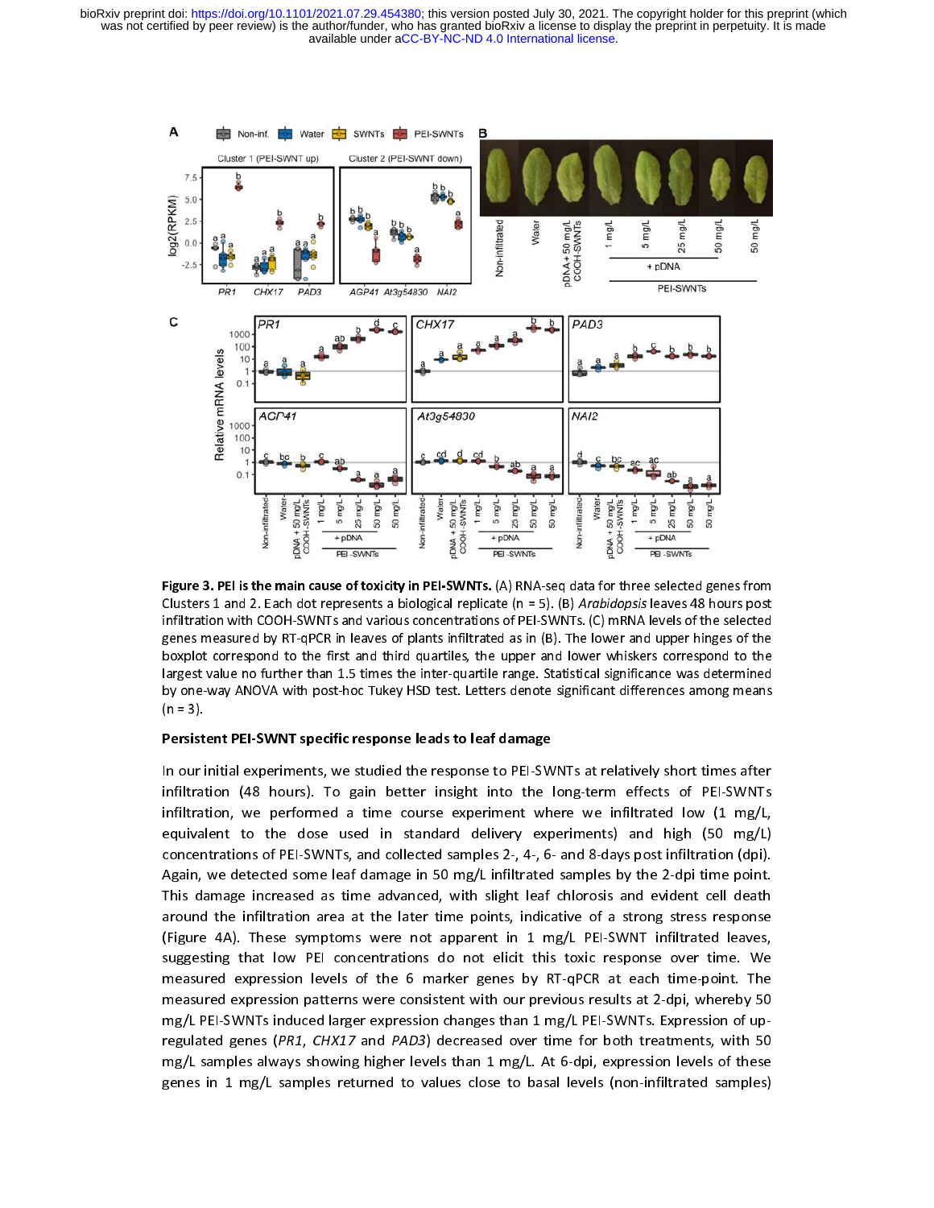**Figure 3. PEI is the main cause of toxicity in PEI-SWNTs.** (A) RNA-seq data for three selected genes from Clusters 1 and 2. Each dot represents a biological replicate (n = 5). (B) *Arabidopsis* leaves 48 hours post infiltration with COOH-SWNTs and various concentrations of PEI-SWNTs. (C) mRNA levels of the selected genes measured by RT-qPCR in leaves of plants infiltrated as in (B). The lower and upper hinges of the boxplot correspond to the first and third quartiles, the upper and lower whiskers correspond to the largest value no further than 1.5 times the inter-quartile range. Statistical significance was determined by one-way ANOVA with post-hoc Tukey HSD test. Letters denote significant differences among means (n = 3).

### Persistent PEI-SWNT specific response leads to leaf damage

In our initial experiments, we studied the response to PEI-SWNTs at relatively short times after infiltration (48 hours). To gain better insight into the long-term effects of PEI-SWNTs infiltration, we performed a time course experiment where we infiltrated low (1 mg/L, equivalent to the dose used in standard delivery experiments) and high (50 mg/L) concentrations of PEI-SWNTs, and collected samples 2-, 4-, 6- and 8-days post infiltration (dpi). Again, we detected some leaf damage in 50 mg/L infiltrated samples by the 2-dpi time point. This damage increased as time advanced, with slight leaf chlorosis and evident cell death around the infiltration area at the later time points, indicative of a strong stress response (Figure 4A). These symptoms were not apparent in 1 mg/L PEI-SWNT infiltrated leaves, suggesting that low PEI concentrations do not elicit this toxic response over time. We measured expression levels of the 6 marker genes by RT-qPCR at each time-point. The measured expression patterns were consistent with our previous results at 2-dpi, whereby 50 mg/L PEI-SWNTs induced larger expression changes than 1 mg/L PEI-SWNTs. Expression of up-regulated genes (*PR1*, *CHX17* and *PAD3*) decreased over time for both treatments, with 50 mg/L samples always showing higher levels than 1 mg/L. At 6-dpi, expression levels of these genes in 1 mg/L samples returned to values close to basal levels (non-infiltrated samples)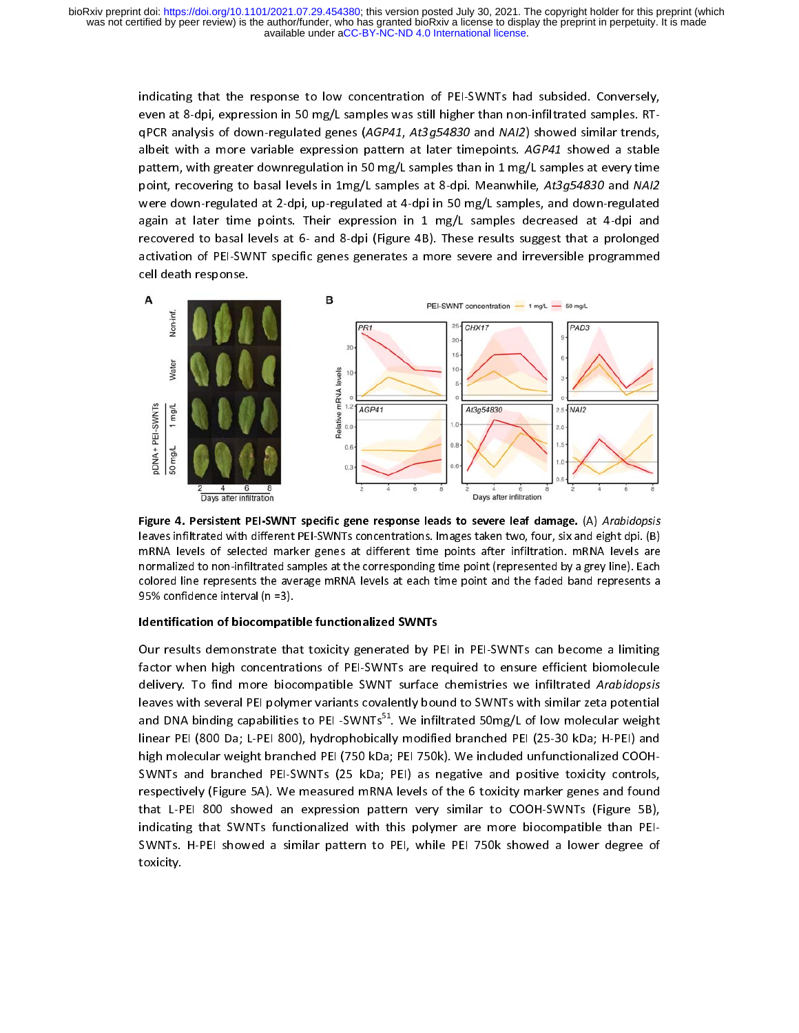indicating that the response to low concentration of PEI-SWNTs had subsided. Conversely, even at 8-dpi, expression in 50 mg/L samples was still higher than non-infiltrated samples. RT-qPCR analysis of down-regulated genes (*AGP41*, *At3g54830* and *NAI2*) showed similar trends, albeit with a more variable expression pattern at later timepoints. *AGP41* showed a stable pattern, with greater downregulation in 50 mg/L samples than in 1 mg/L samples at every time point, recovering to basal levels in 1mg/L samples at 8-dpi. Meanwhile, *At3g54830* and *NAI2* were down-regulated at 2-dpi, up-regulated at 4-dpi in 50 mg/L samples, and down-regulated again at later time points. Their expression in 1 mg/L samples decreased at 4-dpi and recovered to basal levels at 6- and 8-dpi (Figure 4B). These results suggest that a prolonged activation of PEI-SWNT specific genes generates a more severe and irreversible programmed cell death response.

**Figure 4. Persistent PEI-SWNT specific gene response leads to severe leaf damage.** (A) *Arabidopsis* leaves infiltrated with different PEI-SWNTs concentrations. Images taken two, four, six and eight dpi. (B) mRNA levels of selected marker genes at different time points after infiltration. mRNA levels are normalized to non-infiltrated samples at the corresponding time point (represented by a grey line). Each colored line represents the average mRNA levels at each time point and the faded band represents a 95% confidence interval (n =3).

**Identification of biocompatible functionalized SWNTs**

Our results demonstrate that toxicity generated by PEI in PEI-SWNTs can become a limiting factor when high concentrations of PEI-SWNTs are required to ensure efficient biomolecule delivery. To find more biocompatible SWNT surface chemistries we infiltrated *Arabidopsis* leaves with several PEI polymer variants covalently bound to SWNTs with similar zeta potential and DNA binding capabilities to PEI -SWNTs[51]. We infiltrated 50mg/L of low molecular weight linear PEI (800 Da; L-PEI 800), hydrophobically modified branched PEI (25-30 kDa; H-PEI) and high molecular weight branched PEI (750 kDa; PEI 750k). We included unfunctionalized COOH-SWNTs and branched PEI-SWNTs (25 kDa; PEI) as negative and positive toxicity controls, respectively (Figure 5A). We measured mRNA levels of the 6 toxicity marker genes and found that L-PEI 800 showed an expression pattern very similar to COOH-SWNTs (Figure 5B), indicating that SWNTs functionalized with this polymer are more biocompatible than PEI-SWNTs. H-PEI showed a similar pattern to PEI, while PEI 750k showed a lower degree of toxicity.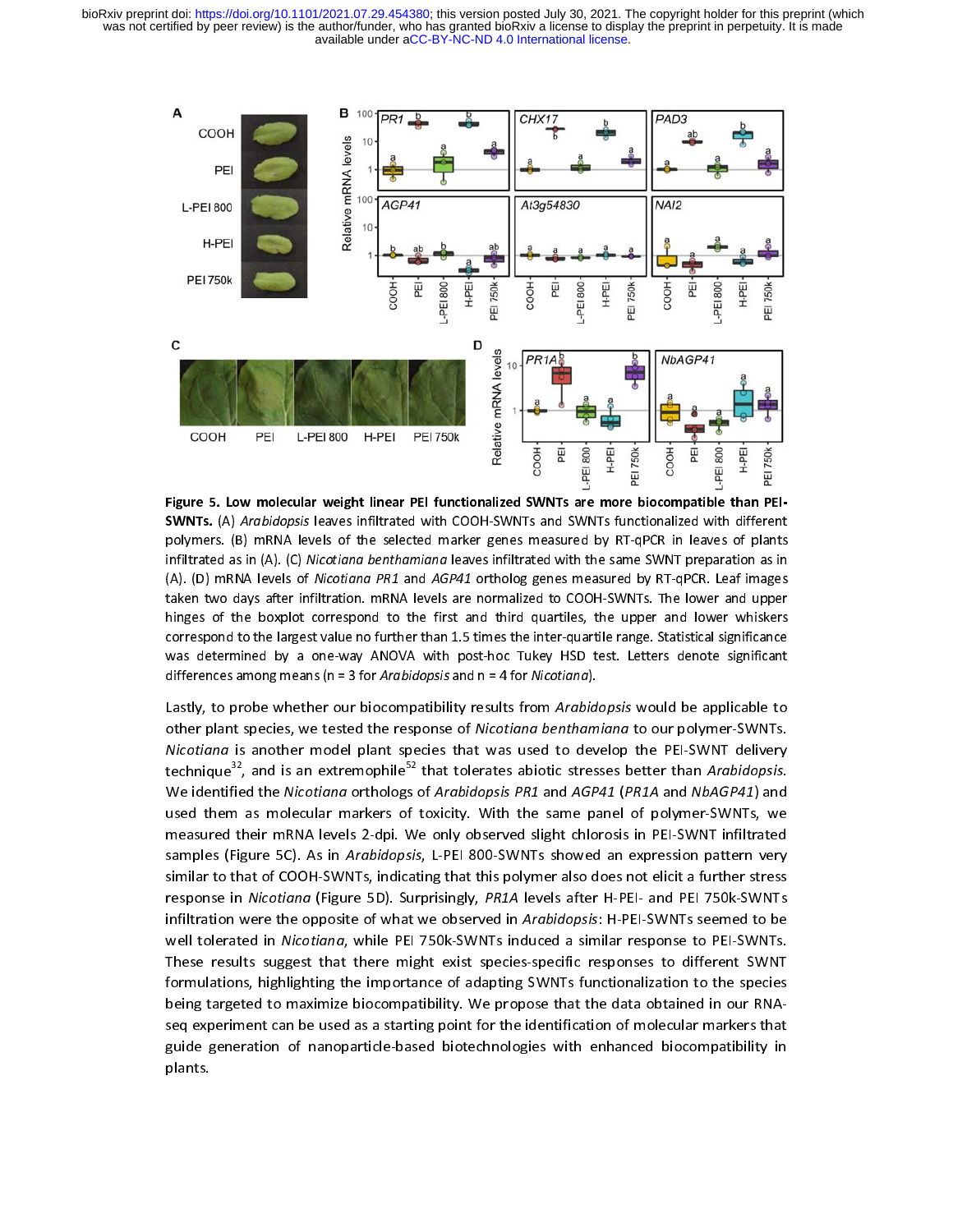**Figure 5. Low molecular weight linear PEI functionalized SWNTs are more biocompatible than PEI-SWNTs.** (A) *Arabidopsis* leaves infiltrated with COOH-SWNTs and SWNTs functionalized with different polymers. (B) mRNA levels of the selected marker genes measured by RT-qPCR in leaves of plants infiltrated as in (A). (C) *Nicotiana benthamiana* leaves infiltrated with the same SWNT preparation as in (A). (D) mRNA levels of *Nicotiana PR1* and *AGP41* ortholog genes measured by RT-qPCR. Leaf images taken two days after infiltration. mRNA levels are normalized to COOH-SWNTs. The lower and upper hinges of the boxplot correspond to the first and third quartiles, the upper and lower whiskers correspond to the largest value no further than 1.5 times the inter-quartile range. Statistical significance was determined by a one-way ANOVA with post-hoc Tukey HSD test. Letters denote significant differences among means (n = 3 for *Arabidopsis* and n = 4 for *Nicotiana*).

Lastly, to probe whether our biocompatibility results from *Arabidopsis* would be applicable to other plant species, we tested the response of *Nicotiana benthamiana* to our polymer-SWNTs. *Nicotiana* is another model plant species that was used to develop the PEI-SWNT delivery technique[32], and is an extremophile[52] that tolerates abiotic stresses better than *Arabidopsis*. We identified the *Nicotiana* orthologs of *Arabidopsis PR1* and *AGP41* (*PR1A* and *NbAGP41*) and used them as molecular markers of toxicity. With the same panel of polymer-SWNTs, we measured their mRNA levels 2-dpi. We only observed slight chlorosis in PEI-SWNT infiltrated samples (Figure 5C). As in *Arabidopsis*, L-PEI 800-SWNTs showed an expression pattern very similar to that of COOH-SWNTs, indicating that this polymer also does not elicit a further stress response in *Nicotiana* (Figure 5D). Surprisingly, *PR1A* levels after H-PEI- and PEI 750k-SWNTs infiltration were the opposite of what we observed in *Arabidopsis*: H-PEI-SWNTs seemed to be well tolerated in *Nicotiana*, while PEI 750k-SWNTs induced a similar response to PEI-SWNTs. These results suggest that there might exist species-specific responses to different SWNT formulations, highlighting the importance of adapting SWNTs functionalization to the species being targeted to maximize biocompatibility. We propose that the data obtained in our RNA-seq experiment can be used as a starting point for the identification of molecular markers that guide generation of nanoparticle-based biotechnologies with enhanced biocompatibility in plants.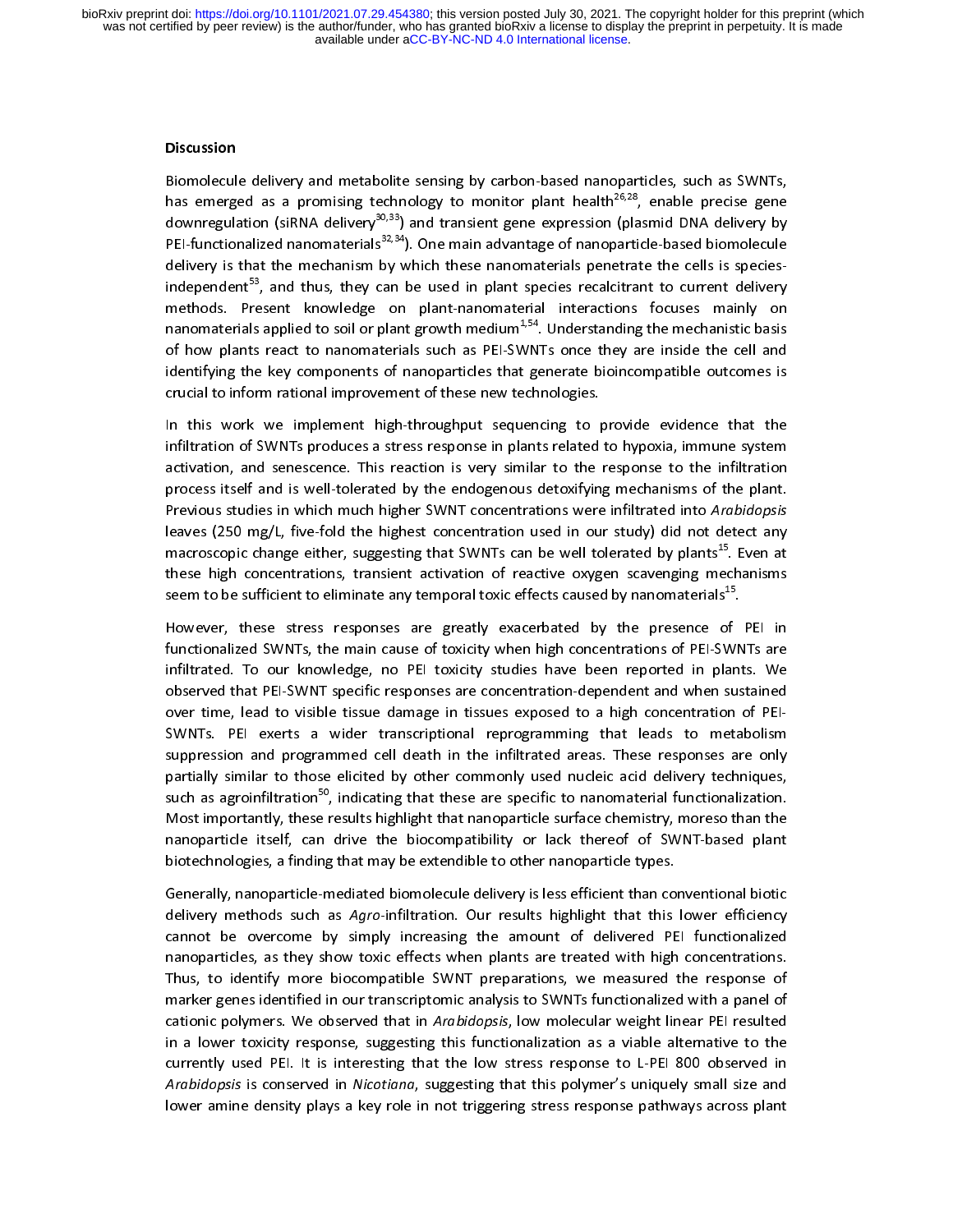## Discussion

Biomolecule delivery and metabolite sensing by carbon-based nanoparticles, such as SWNTs, has emerged as a promising technology to monitor plant health[26,28], enable precise gene downregulation (siRNA delivery[30,33]) and transient gene expression (plasmid DNA delivery by PEI-functionalized nanomaterials[32,34]). One main advantage of nanoparticle-based biomolecule delivery is that the mechanism by which these nanomaterials penetrate the cells is species-independent[53], and thus, they can be used in plant species recalcitrant to current delivery methods. Present knowledge on plant-nanomaterial interactions focuses mainly on nanomaterials applied to soil or plant growth medium[1,54]. Understanding the mechanistic basis of how plants react to nanomaterials such as PEI-SWNTs once they are inside the cell and identifying the key components of nanoparticles that generate bioincompatible outcomes is crucial to inform rational improvement of these new technologies.

In this work we implement high-throughput sequencing to provide evidence that the infiltration of SWNTs produces a stress response in plants related to hypoxia, immune system activation, and senescence. This reaction is very similar to the response to the infiltration process itself and is well-tolerated by the endogenous detoxifying mechanisms of the plant. Previous studies in which much higher SWNT concentrations were infiltrated into *Arabidopsis* leaves (250 mg/L, five-fold the highest concentration used in our study) did not detect any macroscopic change either, suggesting that SWNTs can be well tolerated by plants[15]. Even at these high concentrations, transient activation of reactive oxygen scavenging mechanisms seem to be sufficient to eliminate any temporal toxic effects caused by nanomaterials[15].

However, these stress responses are greatly exacerbated by the presence of PEI in functionalized SWNTs, the main cause of toxicity when high concentrations of PEI-SWNTs are infiltrated. To our knowledge, no PEI toxicity studies have been reported in plants. We observed that PEI-SWNT specific responses are concentration-dependent and when sustained over time, lead to visible tissue damage in tissues exposed to a high concentration of PEI-SWNTs. PEI exerts a wider transcriptional reprogramming that leads to metabolism suppression and programmed cell death in the infiltrated areas. These responses are only partially similar to those elicited by other commonly used nucleic acid delivery techniques, such as agroinfiltration[50], indicating that these are specific to nanomaterial functionalization. Most importantly, these results highlight that nanoparticle surface chemistry, moreso than the nanoparticle itself, can drive the biocompatibility or lack thereof of SWNT-based plant biotechnologies, a finding that may be extendible to other nanoparticle types.

Generally, nanoparticle-mediated biomolecule delivery is less efficient than conventional biotic delivery methods such as *Agro*-infiltration. Our results highlight that this lower efficiency cannot be overcome by simply increasing the amount of delivered PEI functionalized nanoparticles, as they show toxic effects when plants are treated with high concentrations. Thus, to identify more biocompatible SWNT preparations, we measured the response of marker genes identified in our transcriptomic analysis to SWNTs functionalized with a panel of cationic polymers. We observed that in *Arabidopsis*, low molecular weight linear PEI resulted in a lower toxicity response, suggesting this functionalization as a viable alternative to the currently used PEI. It is interesting that the low stress response to L-PEI 800 observed in *Arabidopsis* is conserved in *Nicotiana*, suggesting that this polymer's uniquely small size and lower amine density plays a key role in not triggering stress response pathways across plant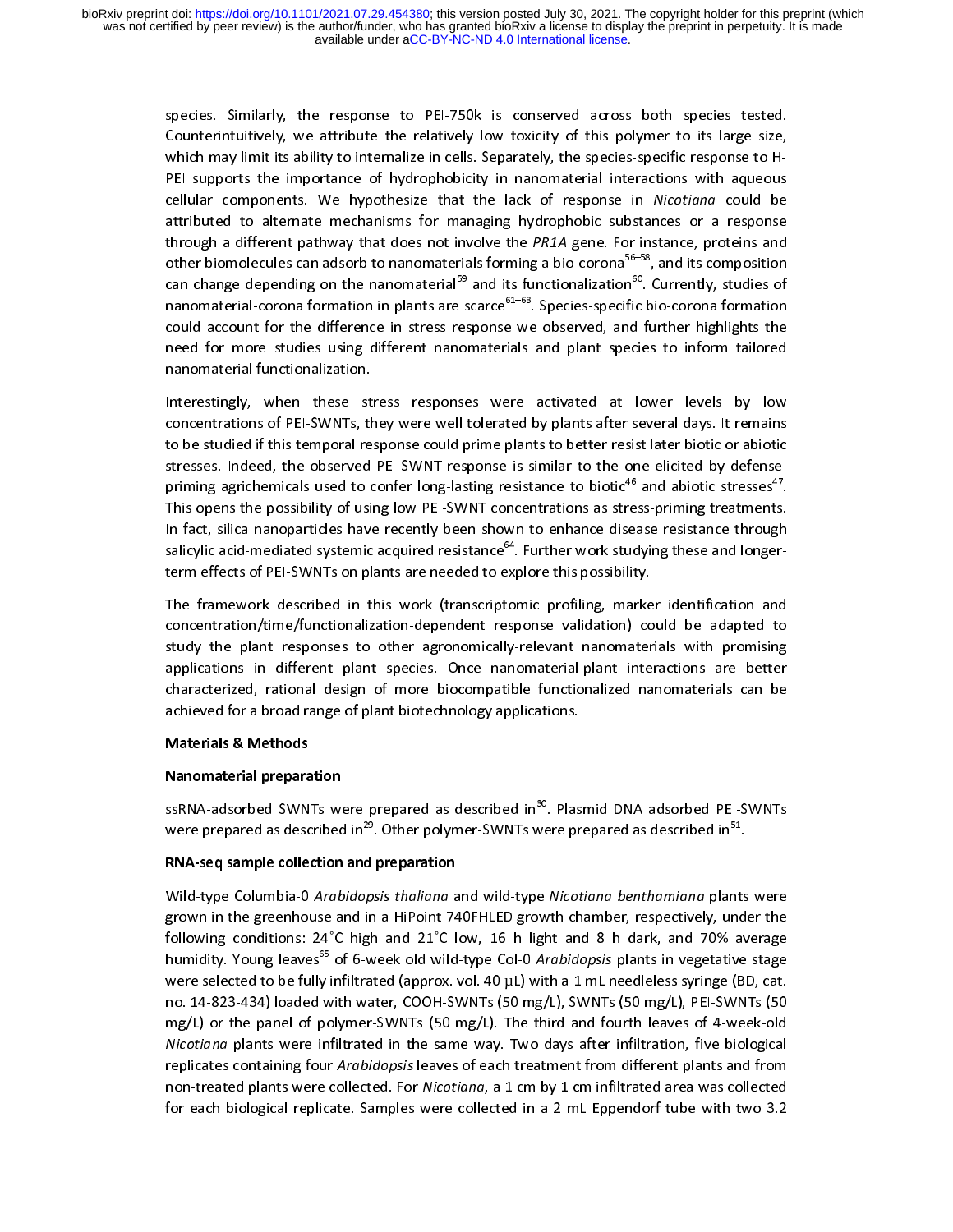species. Similarly, the response to PEI-750k is conserved across both species tested. Counterintuitively, we attribute the relatively low toxicity of this polymer to its large size, which may limit its ability to internalize in cells. Separately, the species-specific response to H-PEI supports the importance of hydrophobicity in nanomaterial interactions with aqueous cellular components. We hypothesize that the lack of response in *Nicotiana* could be attributed to alternate mechanisms for managing hydrophobic substances or a response through a different pathway that does not involve the *PR1A* gene. For instance, proteins and other biomolecules can adsorb to nanomaterials forming a bio-corona[56–58], and its composition can change depending on the nanomaterial[59] and its functionalization[60]. Currently, studies of nanomaterial-corona formation in plants are scarce[61–63]. Species-specific bio-corona formation could account for the difference in stress response we observed, and further highlights the need for more studies using different nanomaterials and plant species to inform tailored nanomaterial functionalization.

Interestingly, when these stress responses were activated at lower levels by low concentrations of PEI-SWNTs, they were well tolerated by plants after several days. It remains to be studied if this temporal response could prime plants to better resist later biotic or abiotic stresses. Indeed, the observed PEI-SWNT response is similar to the one elicited by defense-priming agrichemicals used to confer long-lasting resistance to biotic[46] and abiotic stresses[47]. This opens the possibility of using low PEI-SWNT concentrations as stress-priming treatments. In fact, silica nanoparticles have recently been shown to enhance disease resistance through salicylic acid-mediated systemic acquired resistance[64]. Further work studying these and longer-term effects of PEI-SWNTs on plants are needed to explore this possibility.

The framework described in this work (transcriptomic profiling, marker identification and concentration/time/functionalization-dependent response validation) could be adapted to study the plant responses to other agronomically-relevant nanomaterials with promising applications in different plant species. Once nanomaterial-plant interactions are better characterized, rational design of more biocompatible functionalized nanomaterials can be achieved for a broad range of plant biotechnology applications.

## Materials & Methods

### Nanomaterial preparation

ssRNA-adsorbed SWNTs were prepared as described in[30]. Plasmid DNA adsorbed PEI-SWNTs were prepared as described in[29]. Other polymer-SWNTs were prepared as described in[51].

### RNA-seq sample collection and preparation

Wild-type Columbia-0 *Arabidopsis thaliana* and wild-type *Nicotiana benthamiana* plants were grown in the greenhouse and in a HiPoint 740FHLED growth chamber, respectively, under the following conditions: 24˚C high and 21˚C low, 16 h light and 8 h dark, and 70% average humidity. Young leaves[65] of 6-week old wild-type Col-0 *Arabidopsis* plants in vegetative stage were selected to be fully infiltrated (approx. vol. 40 µL) with a 1 mL needleless syringe (BD, cat. no. 14-823-434) loaded with water, COOH-SWNTs (50 mg/L), SWNTs (50 mg/L), PEI-SWNTs (50 mg/L) or the panel of polymer-SWNTs (50 mg/L). The third and fourth leaves of 4-week-old *Nicotiana* plants were infiltrated in the same way. Two days after infiltration, five biological replicates containing four *Arabidopsis* leaves of each treatment from different plants and from non-treated plants were collected. For *Nicotiana*, a 1 cm by 1 cm infiltrated area was collected for each biological replicate. Samples were collected in a 2 mL Eppendorf tube with two 3.2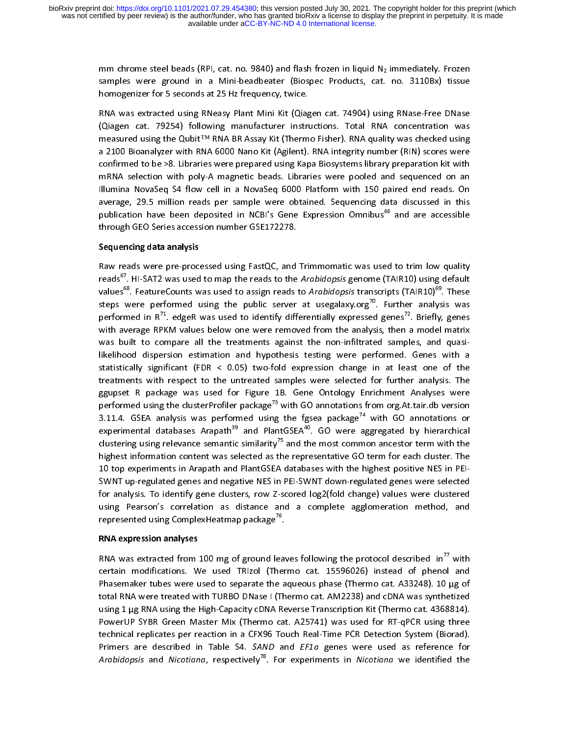mm chrome steel beads (RPI, cat. no. 9840) and flash frozen in liquid $N_2$ immediately. Frozen samples were ground in a Mini-beadbeater (Biospec Products, cat. no. 3110Bx) tissue homogenizer for 5 seconds at 25 Hz frequency, twice.

RNA was extracted using RNeasy Plant Mini Kit (Qiagen cat. 74904) using RNase-Free DNase (Qiagen cat. 79254) following manufacturer instructions. Total RNA concentration was measured using the Qubit™ RNA BR Assay Kit (Thermo Fisher). RNA quality was checked using a 2100 Bioanalyzer with RNA 6000 Nano Kit (Agilent). RNA integrity number (RIN) scores were confirmed to be >8. Libraries were prepared using Kapa Biosystems library preparation kit with mRNA selection with poly-A magnetic beads. Libraries were pooled and sequenced on an Illumina NovaSeq S4 flow cell in a NovaSeq 6000 Platform with 150 paired end reads. On average, 29.5 million reads per sample were obtained. Sequencing data discussed in this publication have been deposited in NCBI's Gene Expression Omnibus[66] and are accessible through GEO Series accession number GSE172278.

**Sequencing data analysis**

Raw reads were pre-processed using FastQC, and Trimmomatic was used to trim low quality reads[67]. HI-SAT2 was used to map the reads to the *Arabidopsis* genome (TAIR10) using default values[68]. FeatureCounts was used to assign reads to *Arabidopsis* transcripts (TAIR10)[69]. These steps were performed using the public server at usegalaxy.org[70]. Further analysis was performed in R[71]. edgeR was used to identify differentially expressed genes[72]. Briefly, genes with average RPKM values below one were removed from the analysis, then a model matrix was built to compare all the treatments against the non-infiltrated samples, and quasi-likelihood dispersion estimation and hypothesis testing were performed. Genes with a statistically significant (FDR < 0.05) two-fold expression change in at least one of the treatments with respect to the untreated samples were selected for further analysis. The ggupset R package was used for Figure 1B. Gene Ontology Enrichment Analyses were performed using the clusterProfiler package[73] with GO annotations from org.At.tair.db version 3.11.4. GSEA analysis was performed using the fgsea package[74] with GO annotations or experimental databases Arapath[39] and PlantGSEA[40]. GO were aggregated by hierarchical clustering using relevance semantic similarity[75] and the most common ancestor term with the highest information content was selected as the representative GO term for each cluster. The 10 top experiments in Arapath and PlantGSEA databases with the highest positive NES in PEI-SWNT up-regulated genes and negative NES in PEI-SWNT down-regulated genes were selected for analysis. To identify gene clusters, row Z-scored log2(fold change) values were clustered using Pearson's correlation as distance and a complete agglomeration method, and represented using ComplexHeatmap package[76].

**RNA expression analyses**

RNA was extracted from 100 mg of ground leaves following the protocol described in[77] with certain modifications. We used TRIzol (Thermo cat. 15596026) instead of phenol and Phasemaker tubes were used to separate the aqueous phase (Thermo cat. A33248). 10 µg of total RNA were treated with TURBO DNase I (Thermo cat. AM2238) and cDNA was synthetized using 1 µg RNA using the High-Capacity cDNA Reverse Transcription Kit (Thermo cat. 4368814). PowerUP SYBR Green Master Mix (Thermo cat. A25741) was used for RT-qPCR using three technical replicates per reaction in a CFX96 Touch Real-Time PCR Detection System (Biorad). Primers are described in Table S4. *SAND* and *EF1a* genes were used as reference for *Arabidopsis* and *Nicotiana*, respectively[78]. For experiments in *Nicotiana* we identified the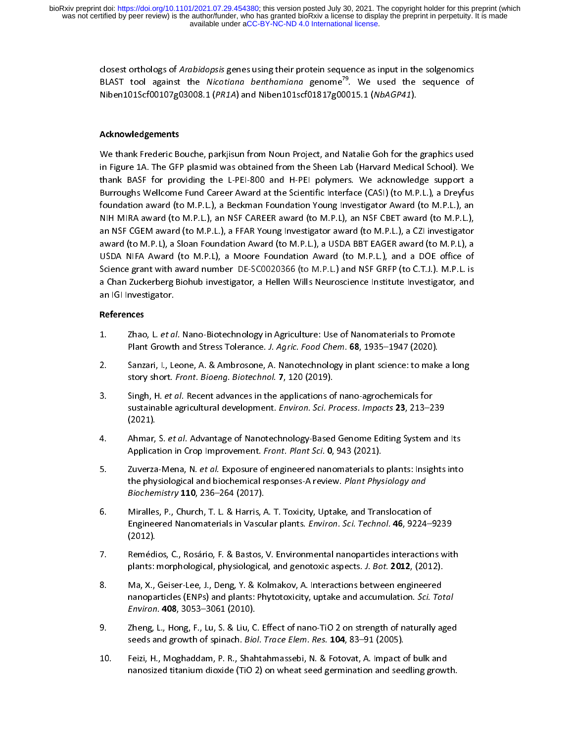closest orthologs of *Arabidopsis* genes using their protein sequence as input in the solgenomics BLAST tool against the *Nicotiana benthamiana* genome[79]. We used the sequence of Niben101Scf00107g03008.1 (*PR1A*) and Niben101scf01817g00015.1 (*NbAGP41*).

## Acknowledgements

We thank Frederic Bouche, parkjisun from Noun Project, and Natalie Goh for the graphics used in Figure 1A. The GFP plasmid was obtained from the Sheen Lab (Harvard Medical School). We thank BASF for providing the L-PEI-800 and H-PEI polymers. We acknowledge support a Burroughs Wellcome Fund Career Award at the Scientific Interface (CASI) (to M.P.L.), a Dreyfus foundation award (to M.P.L.), a Beckman Foundation Young Investigator Award (to M.P.L.), an NIH MIRA award (to M.P.L.), an NSF CAREER award (to M.P.L), an NSF CBET award (to M.P.L.), an NSF CGEM award (to M.P.L.), a FFAR Young Investigator award (to M.P.L.), a CZI investigator award (to M.P.L), a Sloan Foundation Award (to M.P.L.), a USDA BBT EAGER award (to M.P.L), a USDA NIFA Award (to M.P.L), a Moore Foundation Award (to M.P.L.), and a DOE office of Science grant with award number DE-SC0020366 (to M.P.L.) and NSF GRFP (to C.T.J.). M.P.L. is a Chan Zuckerberg Biohub investigator, a Hellen Wills Neuroscience Institute Investigator, and an IGI Investigator.

## References

1. Zhao, L. *et al*. Nano-Biotechnology in Agriculture: Use of Nanomaterials to Promote Plant Growth and Stress Tolerance. *J. Agric. Food Chem.* **68**, 1935–1947 (2020).
2. Sanzari, I., Leone, A. & Ambrosone, A. Nanotechnology in plant science: to make a long story short. *Front. Bioeng. Biotechnol.* **7**, 120 (2019).
3. Singh, H. *et al*. Recent advances in the applications of nano-agrochemicals for sustainable agricultural development. *Environ. Sci. Process. Impacts* **23**, 213–239 (2021).
4. Ahmar, S. *et al*. Advantage of Nanotechnology-Based Genome Editing System and Its Application in Crop Improvement. *Front. Plant Sci.* **0**, 943 (2021).
5. Zuverza-Mena, N. *et al.* Exposure of engineered nanomaterials to plants: Insights into the physiological and biochemical responses-A review. *Plant Physiology and Biochemistry* **110**, 236–264 (2017).
6. Miralles, P., Church, T. L. & Harris, A. T. Toxicity, Uptake, and Translocation of Engineered Nanomaterials in Vascular plants. *Environ. Sci. Technol.* **46**, 9224–9239 (2012).
7. Remédios, C., Rosário, F. & Bastos, V. Environmental nanoparticles interactions with plants: morphological, physiological, and genotoxic aspects. *J. Bot.* **2012**, (2012).
8. Ma, X., Geiser-Lee, J., Deng, Y. & Kolmakov, A. Interactions between engineered nanoparticles (ENPs) and plants: Phytotoxicity, uptake and accumulation. *Sci. Total Environ.* **408**, 3053–3061 (2010).
9. Zheng, L., Hong, F., Lu, S. & Liu, C. Effect of nano-TiO 2 on strength of naturally aged seeds and growth of spinach. *Biol. Trace Elem. Res.* **104**, 83–91 (2005).
10. Feizi, H., Moghaddam, P. R., Shahtahmassebi, N. & Fotovat, A. Impact of bulk and nanosized titanium dioxide (TiO 2) on wheat seed germination and seedling growth.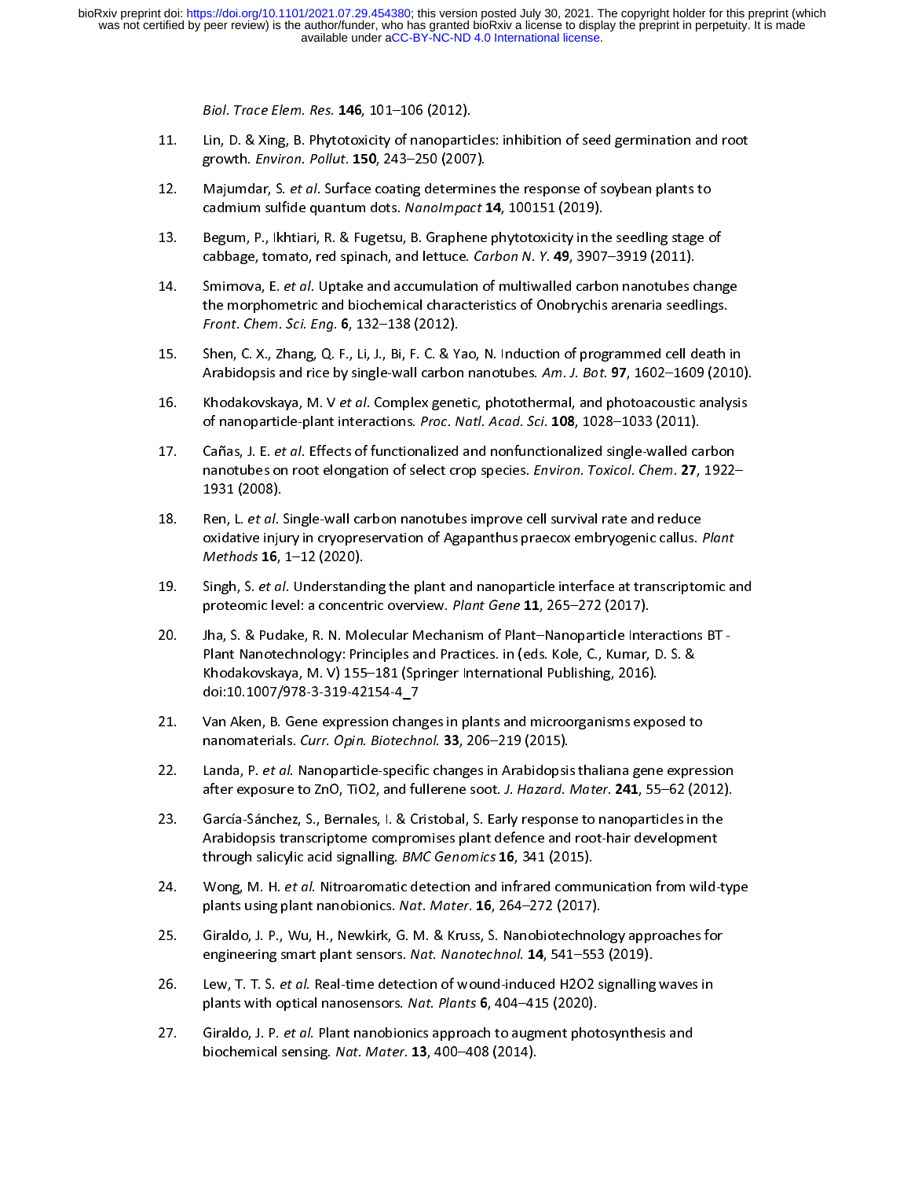*Biol. Trace Elem. Res.* **146**, 101–106 (2012).

11. Lin, D. & Xing, B. Phytotoxicity of nanoparticles: inhibition of seed germination and root growth. *Environ. Pollut.* **150**, 243–250 (2007).
12. Majumdar, S. *et al.* Surface coating determines the response of soybean plants to cadmium sulfide quantum dots. *NanoImpact* **14**, 100151 (2019).
13. Begum, P., Ikhtiari, R. & Fugetsu, B. Graphene phytotoxicity in the seedling stage of cabbage, tomato, red spinach, and lettuce. *Carbon N. Y.* **49**, 3907–3919 (2011).
14. Smirnova, E. *et al.* Uptake and accumulation of multiwalled carbon nanotubes change the morphometric and biochemical characteristics of Onobrychis arenaria seedlings. *Front. Chem. Sci. Eng.* **6**, 132–138 (2012).
15. Shen, C. X., Zhang, Q. F., Li, J., Bi, F. C. & Yao, N. Induction of programmed cell death in Arabidopsis and rice by single-wall carbon nanotubes. *Am. J. Bot.* **97**, 1602–1609 (2010).
16. Khodakovskaya, M. V *et al.* Complex genetic, photothermal, and photoacoustic analysis of nanoparticle-plant interactions. *Proc. Natl. Acad. Sci.* **108**, 1028–1033 (2011).
17. Cañas, J. E. *et al.* Effects of functionalized and nonfunctionalized single-walled carbon nanotubes on root elongation of select crop species. *Environ. Toxicol. Chem.* **27**, 1922–1931 (2008).
18. Ren, L. *et al.* Single-wall carbon nanotubes improve cell survival rate and reduce oxidative injury in cryopreservation of Agapanthus praecox embryogenic callus. *Plant Methods* **16**, 1–12 (2020).
19. Singh, S. *et al.* Understanding the plant and nanoparticle interface at transcriptomic and proteomic level: a concentric overview. *Plant Gene* **11**, 265–272 (2017).
20. Jha, S. & Pudake, R. N. Molecular Mechanism of Plant–Nanoparticle Interactions BT - Plant Nanotechnology: Principles and Practices. in (eds. Kole, C., Kumar, D. S. & Khodakovskaya, M. V) 155–181 (Springer International Publishing, 2016). doi:10.1007/978-3-319-42154-4_7
21. Van Aken, B. Gene expression changes in plants and microorganisms exposed to nanomaterials. *Curr. Opin. Biotechnol.* **33**, 206–219 (2015).
22. Landa, P. *et al.* Nanoparticle-specific changes in Arabidopsis thaliana gene expression after exposure to ZnO, TiO2, and fullerene soot. *J. Hazard. Mater.* **241**, 55–62 (2012).
23. García-Sánchez, S., Bernales, I. & Cristobal, S. Early response to nanoparticles in the Arabidopsis transcriptome compromises plant defence and root-hair development through salicylic acid signalling. *BMC Genomics* **16**, 341 (2015).
24. Wong, M. H. *et al.* Nitroaromatic detection and infrared communication from wild-type plants using plant nanobionics. *Nat. Mater.* **16**, 264–272 (2017).
25. Giraldo, J. P., Wu, H., Newkirk, G. M. & Kruss, S. Nanobiotechnology approaches for engineering smart plant sensors. *Nat. Nanotechnol.* **14**, 541–553 (2019).
26. Lew, T. T. S. *et al.* Real-time detection of wound-induced H2O2 signalling waves in plants with optical nanosensors. *Nat. Plants* **6**, 404–415 (2020).
27. Giraldo, J. P. *et al.* Plant nanobionics approach to augment photosynthesis and biochemical sensing. *Nat. Mater.* **13**, 400–408 (2014).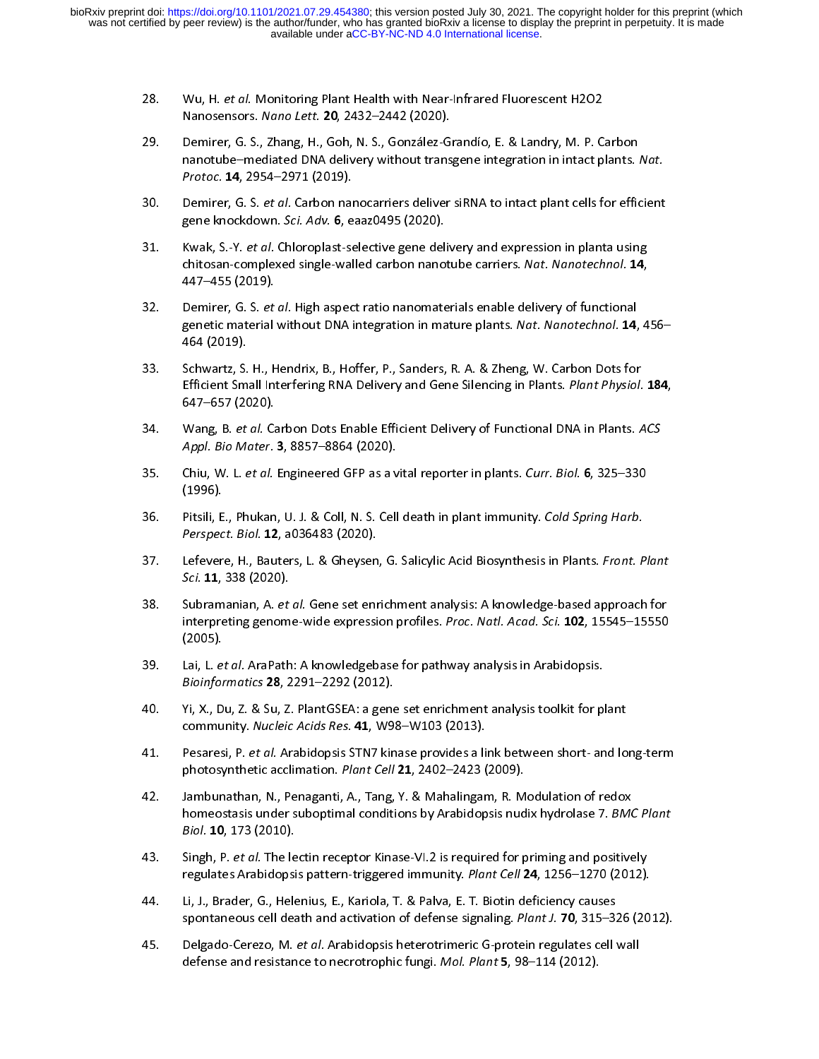28. Wu, H. *et al.* Monitoring Plant Health with Near-Infrared Fluorescent H2O2 Nanosensors. *Nano Lett.* **20**, 2432–2442 (2020).

29. Demirer, G. S., Zhang, H., Goh, N. S., González-Grandío, E. & Landry, M. P. Carbon nanotube–mediated DNA delivery without transgene integration in intact plants. *Nat. Protoc.* **14**, 2954–2971 (2019).

30. Demirer, G. S. *et al.* Carbon nanocarriers deliver siRNA to intact plant cells for efficient gene knockdown. *Sci. Adv.* **6**, eaaz0495 (2020).

31. Kwak, S.-Y. *et al.* Chloroplast-selective gene delivery and expression in planta using chitosan-complexed single-walled carbon nanotube carriers. *Nat. Nanotechnol.* **14**, 447–455 (2019).

32. Demirer, G. S. *et al.* High aspect ratio nanomaterials enable delivery of functional genetic material without DNA integration in mature plants. *Nat. Nanotechnol.* **14**, 456–464 (2019).

33. Schwartz, S. H., Hendrix, B., Hoffer, P., Sanders, R. A. & Zheng, W. Carbon Dots for Efficient Small Interfering RNA Delivery and Gene Silencing in Plants. *Plant Physiol.* **184**, 647–657 (2020).

34. Wang, B. *et al.* Carbon Dots Enable Efficient Delivery of Functional DNA in Plants. *ACS Appl. Bio Mater*. **3**, 8857–8864 (2020).

35. Chiu, W. L. *et al.* Engineered GFP as a vital reporter in plants. *Curr. Biol.* **6**, 325–330 (1996).

36. Pitsili, E., Phukan, U. J. & Coll, N. S. Cell death in plant immunity. *Cold Spring Harb. Perspect. Biol.* **12**, a036483 (2020).

37. Lefevere, H., Bauters, L. & Gheysen, G. Salicylic Acid Biosynthesis in Plants. *Front. Plant Sci.* **11**, 338 (2020).

38. Subramanian, A. *et al.* Gene set enrichment analysis: A knowledge-based approach for interpreting genome-wide expression profiles. *Proc. Natl. Acad. Sci.* **102**, 15545–15550 (2005).

39. Lai, L. *et al.* AraPath: A knowledgebase for pathway analysis in Arabidopsis. *Bioinformatics* **28**, 2291–2292 (2012).

40. Yi, X., Du, Z. & Su, Z. PlantGSEA: a gene set enrichment analysis toolkit for plant community. *Nucleic Acids Res.* **41**, W98–W103 (2013).

41. Pesaresi, P. *et al.* Arabidopsis STN7 kinase provides a link between short- and long-term photosynthetic acclimation. *Plant Cell* **21**, 2402–2423 (2009).

42. Jambunathan, N., Penaganti, A., Tang, Y. & Mahalingam, R. Modulation of redox homeostasis under suboptimal conditions by Arabidopsis nudix hydrolase 7. *BMC Plant Biol*. **10**, 173 (2010).

43. Singh, P. *et al.* The lectin receptor Kinase-VI.2 is required for priming and positively regulates Arabidopsis pattern-triggered immunity. *Plant Cell* **24**, 1256–1270 (2012).

44. Li, J., Brader, G., Helenius, E., Kariola, T. & Palva, E. T. Biotin deficiency causes spontaneous cell death and activation of defense signaling. *Plant J.* **70**, 315–326 (2012).

45. Delgado-Cerezo, M. *et al.* Arabidopsis heterotrimeric G-protein regulates cell wall defense and resistance to necrotrophic fungi. *Mol. Plant* **5**, 98–114 (2012).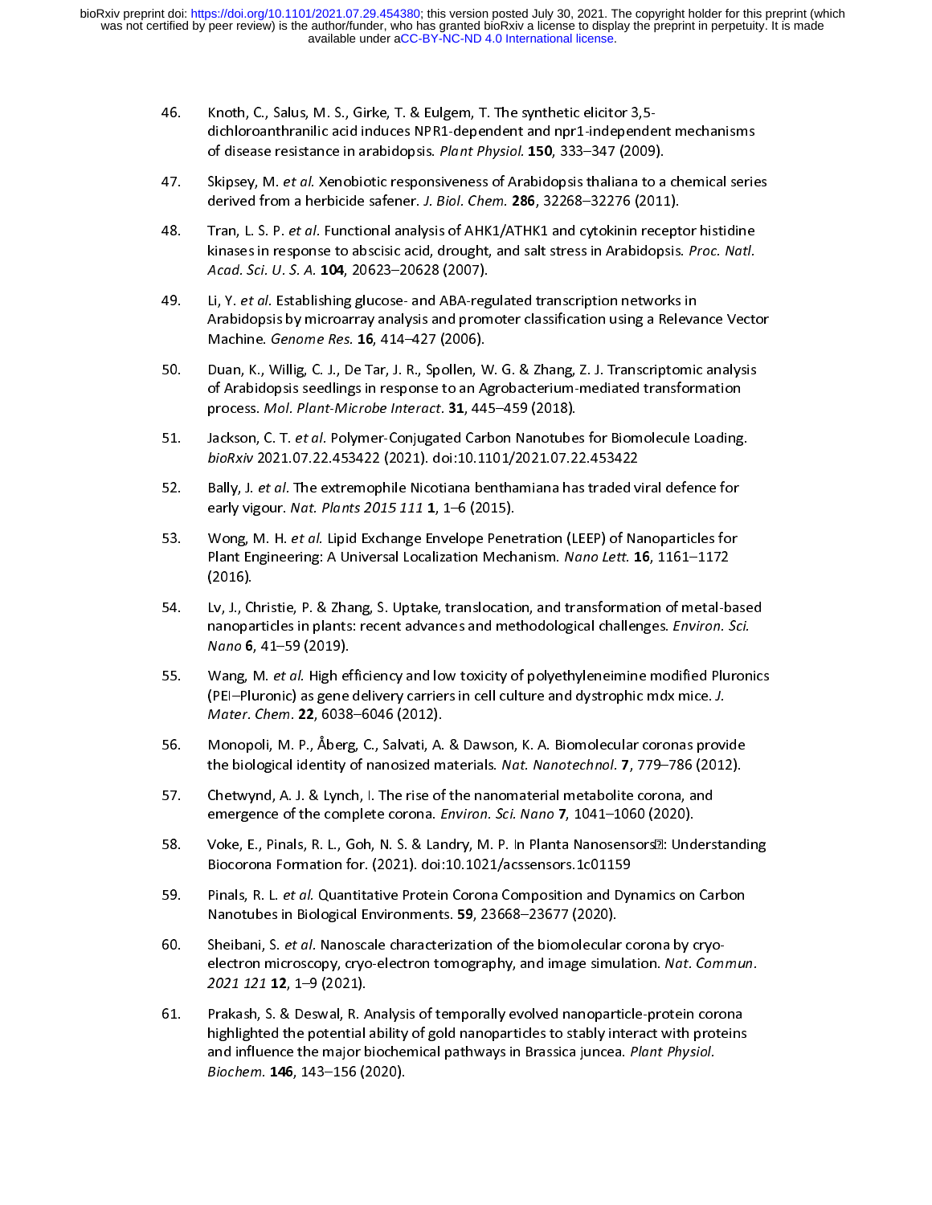46. Knoth, C., Salus, M. S., Girke, T. & Eulgem, T. The synthetic elicitor 3,5-dichloroanthranilic acid induces NPR1-dependent and npr1-independent mechanisms of disease resistance in arabidopsis. *Plant Physiol.* **150**, 333–347 (2009).

47. Skipsey, M. *et al.* Xenobiotic responsiveness of Arabidopsis thaliana to a chemical series derived from a herbicide safener. *J. Biol. Chem.* **286**, 32268–32276 (2011).

48. Tran, L. S. P. *et al.* Functional analysis of AHK1/ATHK1 and cytokinin receptor histidine kinases in response to abscisic acid, drought, and salt stress in Arabidopsis. *Proc. Natl. Acad. Sci. U. S. A.* **104**, 20623–20628 (2007).

49. Li, Y. *et al.* Establishing glucose- and ABA-regulated transcription networks in Arabidopsis by microarray analysis and promoter classification using a Relevance Vector Machine. *Genome Res.* **16**, 414–427 (2006).

50. Duan, K., Willig, C. J., De Tar, J. R., Spollen, W. G. & Zhang, Z. J. Transcriptomic analysis of Arabidopsis seedlings in response to an Agrobacterium-mediated transformation process. *Mol. Plant-Microbe Interact.* **31**, 445–459 (2018).

51. Jackson, C. T. *et al.* Polymer-Conjugated Carbon Nanotubes for Biomolecule Loading. *bioRxiv* 2021.07.22.453422 (2021). doi:10.1101/2021.07.22.453422

52. Bally, J. *et al.* The extremophile Nicotiana benthamiana has traded viral defence for early vigour. *Nat. Plants 2015 111* **1**, 1–6 (2015).

53. Wong, M. H. *et al.* Lipid Exchange Envelope Penetration (LEEP) of Nanoparticles for Plant Engineering: A Universal Localization Mechanism. *Nano Lett.* **16**, 1161–1172 (2016).

54. Lv, J., Christie, P. & Zhang, S. Uptake, translocation, and transformation of metal-based nanoparticles in plants: recent advances and methodological challenges. *Environ. Sci. Nano* **6**, 41–59 (2019).

55. Wang, M. *et al.* High efficiency and low toxicity of polyethyleneimine modified Pluronics (PEI–Pluronic) as gene delivery carriers in cell culture and dystrophic mdx mice. *J. Mater. Chem.* **22**, 6038–6046 (2012).

56. Monopoli, M. P., Åberg, C., Salvati, A. & Dawson, K. A. Biomolecular coronas provide the biological identity of nanosized materials. *Nat. Nanotechnol.* **7**, 779–786 (2012).

57. Chetwynd, A. J. & Lynch, I. The rise of the nanomaterial metabolite corona, and emergence of the complete corona. *Environ. Sci. Nano* **7**, 1041–1060 (2020).

58. Voke, E., Pinals, R. L., Goh, N. S. & Landry, M. P. In Planta Nanosensors: Understanding Biocorona Formation for. (2021). doi:10.1021/acssensors.1c01159

59. Pinals, R. L. *et al.* Quantitative Protein Corona Composition and Dynamics on Carbon Nanotubes in Biological Environments. **59**, 23668–23677 (2020).

60. Sheibani, S. *et al.* Nanoscale characterization of the biomolecular corona by cryo-electron microscopy, cryo-electron tomography, and image simulation. *Nat. Commun. 2021 121* **12**, 1–9 (2021).

61. Prakash, S. & Deswal, R. Analysis of temporally evolved nanoparticle-protein corona highlighted the potential ability of gold nanoparticles to stably interact with proteins and influence the major biochemical pathways in Brassica juncea. *Plant Physiol. Biochem.* **146**, 143–156 (2020).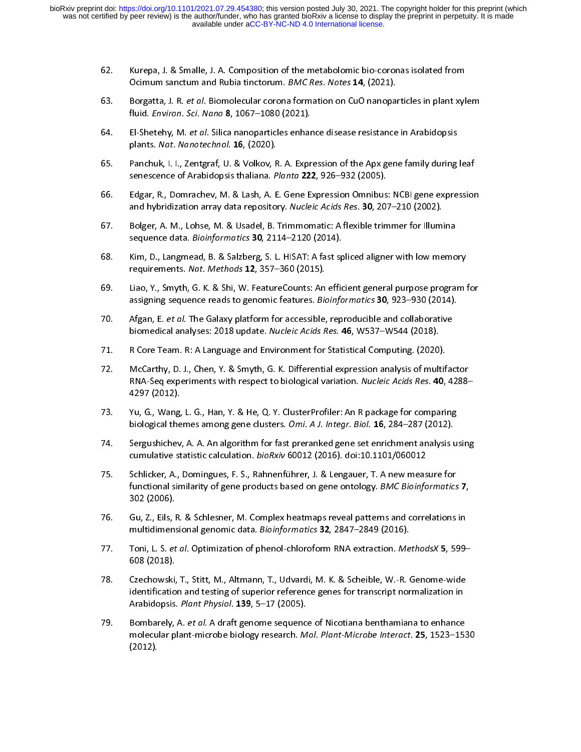62. Kurepa, J. & Smalle, J. A. Composition of the metabolomic bio-coronas isolated from Ocimum sanctum and Rubia tinctorum. *BMC Res. Notes* **14**, (2021).

63. Borgatta, J. R. *et al.* Biomolecular corona formation on CuO nanoparticles in plant xylem fluid. *Environ. Sci. Nano* **8**, 1067–1080 (2021).

64. El-Shetehy, M. *et al.* Silica nanoparticles enhance disease resistance in Arabidopsis plants. *Nat. Nanotechnol.* **16**, (2020).

65. Panchuk, I. I., Zentgraf, U. & Volkov, R. A. Expression of the Apx gene family during leaf senescence of Arabidopsis thaliana. *Planta* **222**, 926–932 (2005).

66. Edgar, R., Domrachev, M. & Lash, A. E. Gene Expression Omnibus: NCBI gene expression and hybridization array data repository. *Nucleic Acids Res.* **30**, 207–210 (2002).

67. Bolger, A. M., Lohse, M. & Usadel, B. Trimmomatic: A flexible trimmer for Illumina sequence data. *Bioinformatics* **30**, 2114–2120 (2014).

68. Kim, D., Langmead, B. & Salzberg, S. L. HISAT: A fast spliced aligner with low memory requirements. *Nat. Methods* **12**, 357–360 (2015).

69. Liao, Y., Smyth, G. K. & Shi, W. FeatureCounts: An efficient general purpose program for assigning sequence reads to genomic features. *Bioinformatics* **30**, 923–930 (2014).

70. Afgan, E. *et al.* The Galaxy platform for accessible, reproducible and collaborative biomedical analyses: 2018 update. *Nucleic Acids Res.* **46**, W537–W544 (2018).

71. R Core Team. R: A Language and Environment for Statistical Computing. (2020).

72. McCarthy, D. J., Chen, Y. & Smyth, G. K. Differential expression analysis of multifactor RNA-Seq experiments with respect to biological variation. *Nucleic Acids Res.* **40**, 4288–4297 (2012).

73. Yu, G., Wang, L. G., Han, Y. & He, Q. Y. ClusterProfiler: An R package for comparing biological themes among gene clusters. *Omi. A J. Integr. Biol.* **16**, 284–287 (2012).

74. Sergushichev, A. A. An algorithm for fast preranked gene set enrichment analysis using cumulative statistic calculation. *bioRxiv* 60012 (2016). doi:10.1101/060012

75. Schlicker, A., Domingues, F. S., Rahnenführer, J. & Lengauer, T. A new measure for functional similarity of gene products based on gene ontology. *BMC Bioinformatics* **7**, 302 (2006).

76. Gu, Z., Eils, R. & Schlesner, M. Complex heatmaps reveal patterns and correlations in multidimensional genomic data. *Bioinformatics* **32**, 2847–2849 (2016).

77. Toni, L. S. *et al.* Optimization of phenol-chloroform RNA extraction. *MethodsX* **5**, 599–608 (2018).

78. Czechowski, T., Stitt, M., Altmann, T., Udvardi, M. K. & Scheible, W.-R. Genome-wide identification and testing of superior reference genes for transcript normalization in Arabidopsis. *Plant Physiol.* **139**, 5–17 (2005).

79. Bombarely, A. *et al.* A draft genome sequence of Nicotiana benthamiana to enhance molecular plant-microbe biology research. *Mol. Plant-Microbe Interact.* **25**, 1523–1530 (2012).